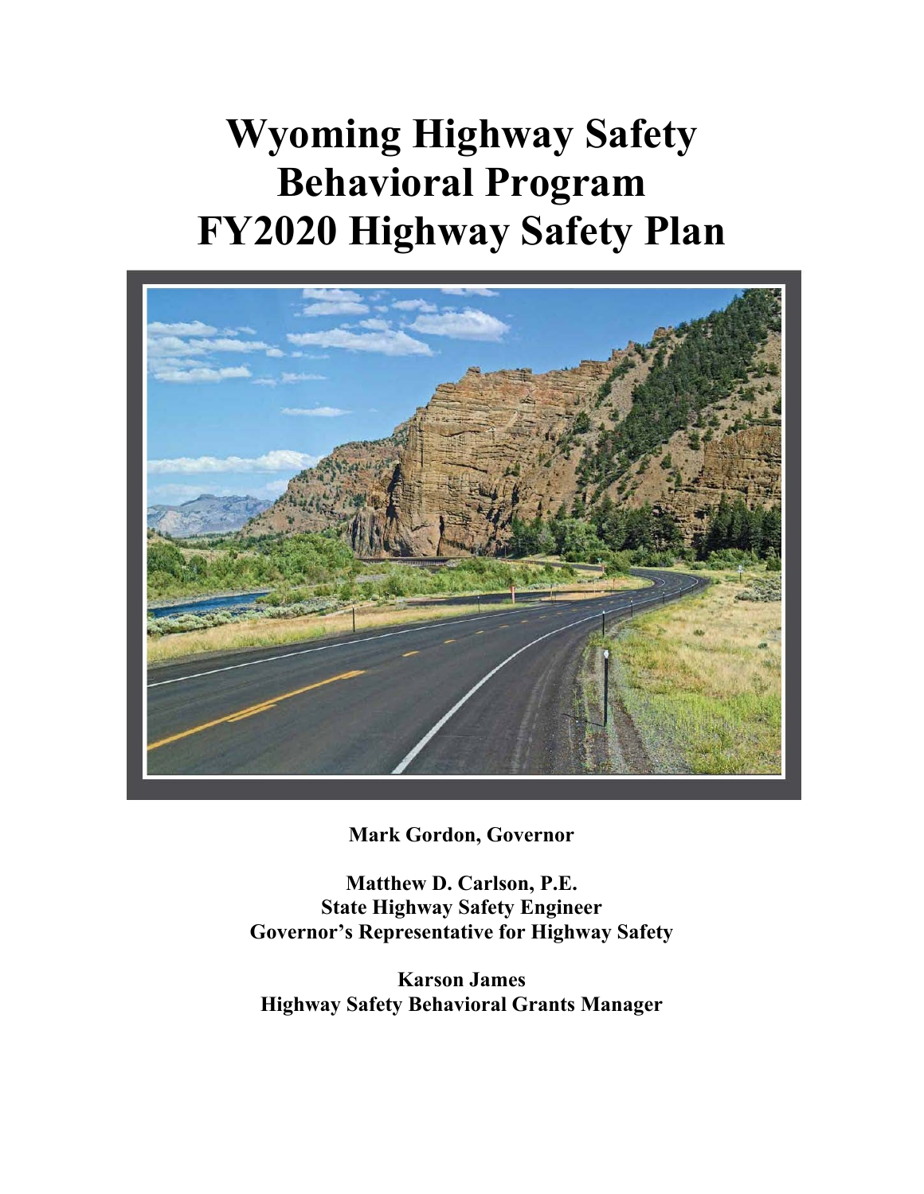# Wyoming Highway Safety Behavioral Program FY2020 Highway Safety Plan

**Mark Gordon, Governor**

**Matthew D. Carlson, P.E.**
**State Highway Safety Engineer**
**Governor's Representative for Highway Safety**

**Karson James**
**Highway Safety Behavioral Grants Manager**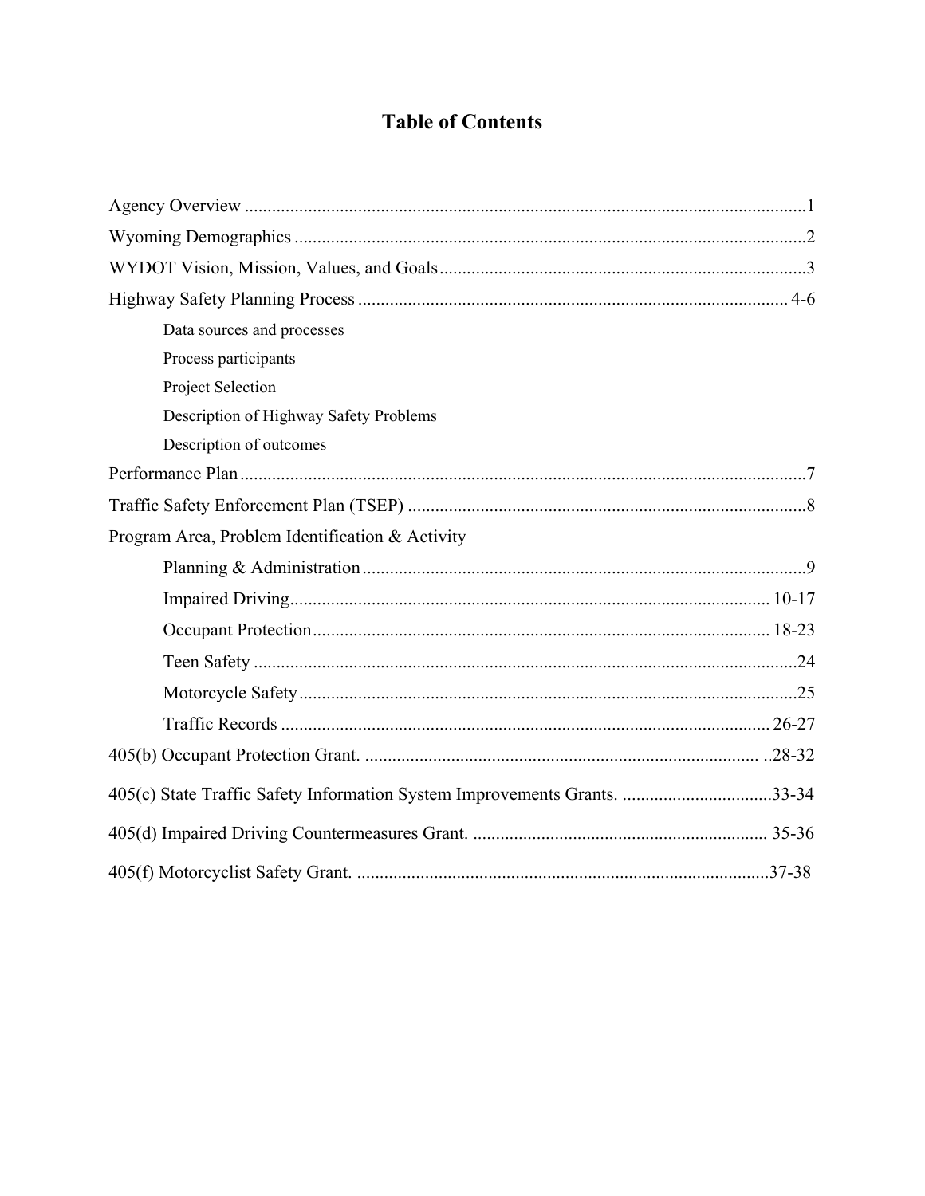# Table of Contents

Agency Overview ........................................................................................................................1

Wyoming Demographics ..............................................................................................................2

WYDOT Vision, Mission, Values, and Goals...............................................................................3

Highway Safety Planning Process ............................................................................................ 4-6

- Data sources and processes
- Process participants
- Project Selection
- Description of Highway Safety Problems
- Description of outcomes

Performance Plan..........................................................................................................................7

Traffic Safety Enforcement Plan (TSEP) .....................................................................................8

Program Area, Problem Identification & Activity

- Planning & Administration...............................................................................................9
- Impaired Driving...................................................................................................... 10-17
- Occupant Protection................................................................................................. 18-23
- Teen Safety ....................................................................................................................24
- Motorcycle Safety...........................................................................................................25
- Traffic Records ........................................................................................................ 26-27

405(b) Occupant Protection Grant. ..................................................................................... ..28-32

405(c) State Traffic Safety Information System Improvements Grants. ................................33-34

405(d) Impaired Driving Countermeasures Grant. ............................................................... 35-36

405(f) Motorcyclist Safety Grant. .........................................................................................37-38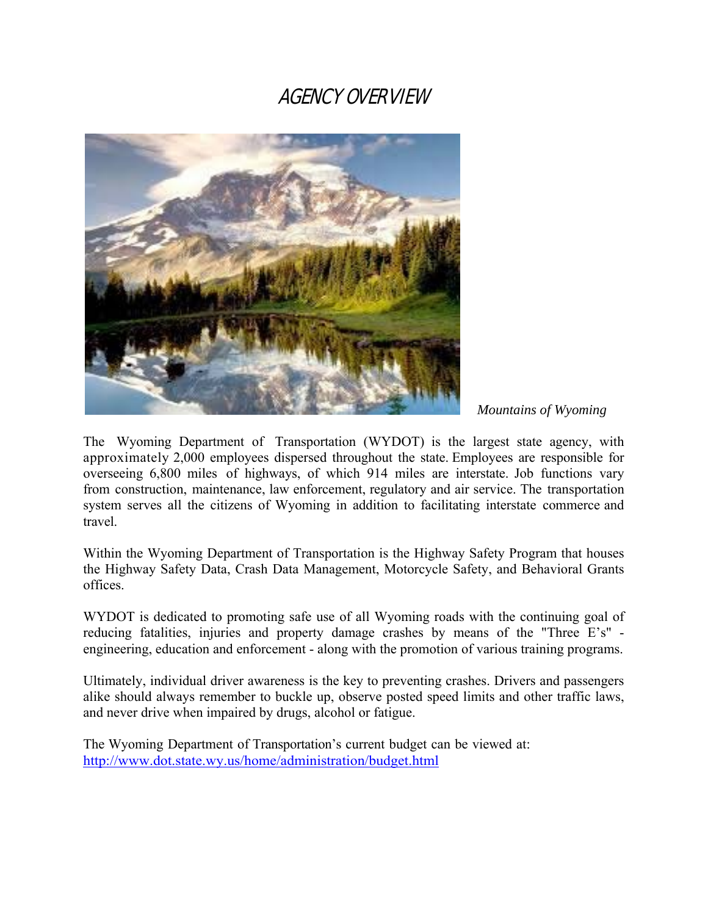# AGENCY OVERVIEW

*Mountains of Wyoming*

The Wyoming Department of Transportation (WYDOT) is the largest state agency, with approximately 2,000 employees dispersed throughout the state. Employees are responsible for overseeing 6,800 miles of highways, of which 914 miles are interstate. Job functions vary from construction, maintenance, law enforcement, regulatory and air service. The transportation system serves all the citizens of Wyoming in addition to facilitating interstate commerce and travel.

Within the Wyoming Department of Transportation is the Highway Safety Program that houses the Highway Safety Data, Crash Data Management, Motorcycle Safety, and Behavioral Grants offices.

WYDOT is dedicated to promoting safe use of all Wyoming roads with the continuing goal of reducing fatalities, injuries and property damage crashes by means of the "Three E's" - engineering, education and enforcement - along with the promotion of various training programs.

Ultimately, individual driver awareness is the key to preventing crashes. Drivers and passengers alike should always remember to buckle up, observe posted speed limits and other traffic laws, and never drive when impaired by drugs, alcohol or fatigue.

The Wyoming Department of Transportation's current budget can be viewed at:
http://www.dot.state.wy.us/home/administration/budget.html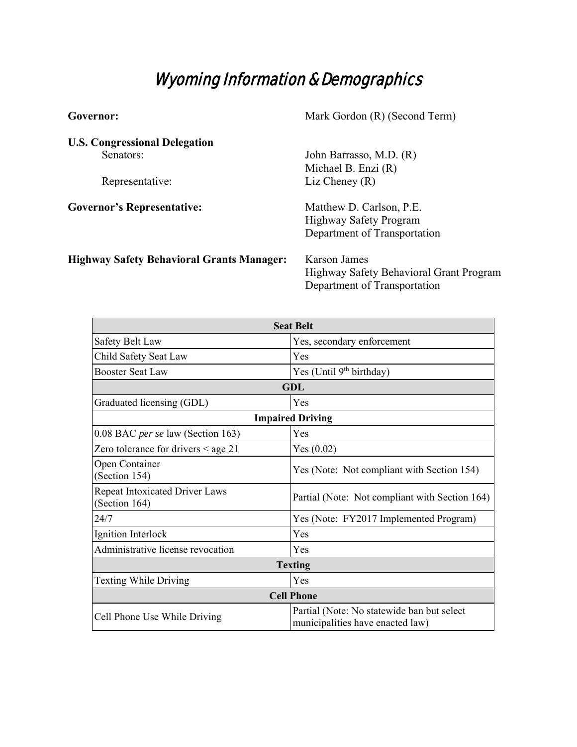# Wyoming Information & Demographics

**Governor:** Mark Gordon (R) (Second Term)

**U.S. Congressional Delegation**

Senators: John Barrasso, M.D. (R)
Michael B. Enzi (R)

Representative: Liz Cheney (R)

**Governor's Representative:** Matthew D. Carlson, P.E.
Highway Safety Program
Department of Transportation

**Highway Safety Behavioral Grants Manager:** Karson James
Highway Safety Behavioral Grant Program
Department of Transportation

| | |
|---|---|
| **Seat Belt** | |
| Safety Belt Law | Yes, secondary enforcement |
| Child Safety Seat Law | Yes |
| Booster Seat Law | Yes (Until 9th birthday) |
| **GDL** | |
| Graduated licensing (GDL) | Yes |
| **Impaired Driving** | |
| 0.08 BAC *per se* law (Section 163) | Yes |
| Zero tolerance for drivers < age 21 | Yes (0.02) |
| Open Container (Section 154) | Yes (Note: Not compliant with Section 154) |
| Repeat Intoxicated Driver Laws (Section 164) | Partial (Note: Not compliant with Section 164) |
| 24/7 | Yes (Note: FY2017 Implemented Program) |
| Ignition Interlock | Yes |
| Administrative license revocation | Yes |
| **Texting** | |
| Texting While Driving | Yes |
| **Cell Phone** | |
| Cell Phone Use While Driving | Partial (Note: No statewide ban but select municipalities have enacted law) |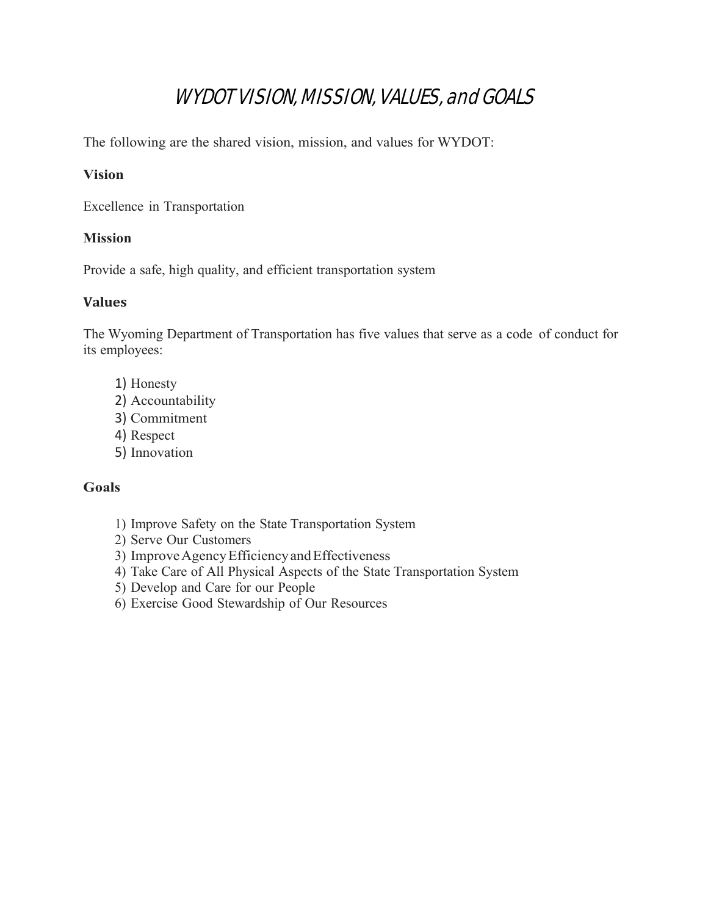# WYDOT VISION, MISSION, VALUES, and GOALS

The following are the shared vision, mission, and values for WYDOT:

### Vision

Excellence in Transportation

### Mission

Provide a safe, high quality, and efficient transportation system

### Values

The Wyoming Department of Transportation has five values that serve as a code of conduct for its employees:

1) Honesty
2) Accountability
3) Commitment
4) Respect
5) Innovation

### Goals

1) Improve Safety on the State Transportation System
2) Serve Our Customers
3) Improve Agency Efficiency and Effectiveness
4) Take Care of All Physical Aspects of the State Transportation System
5) Develop and Care for our People
6) Exercise Good Stewardship of Our Resources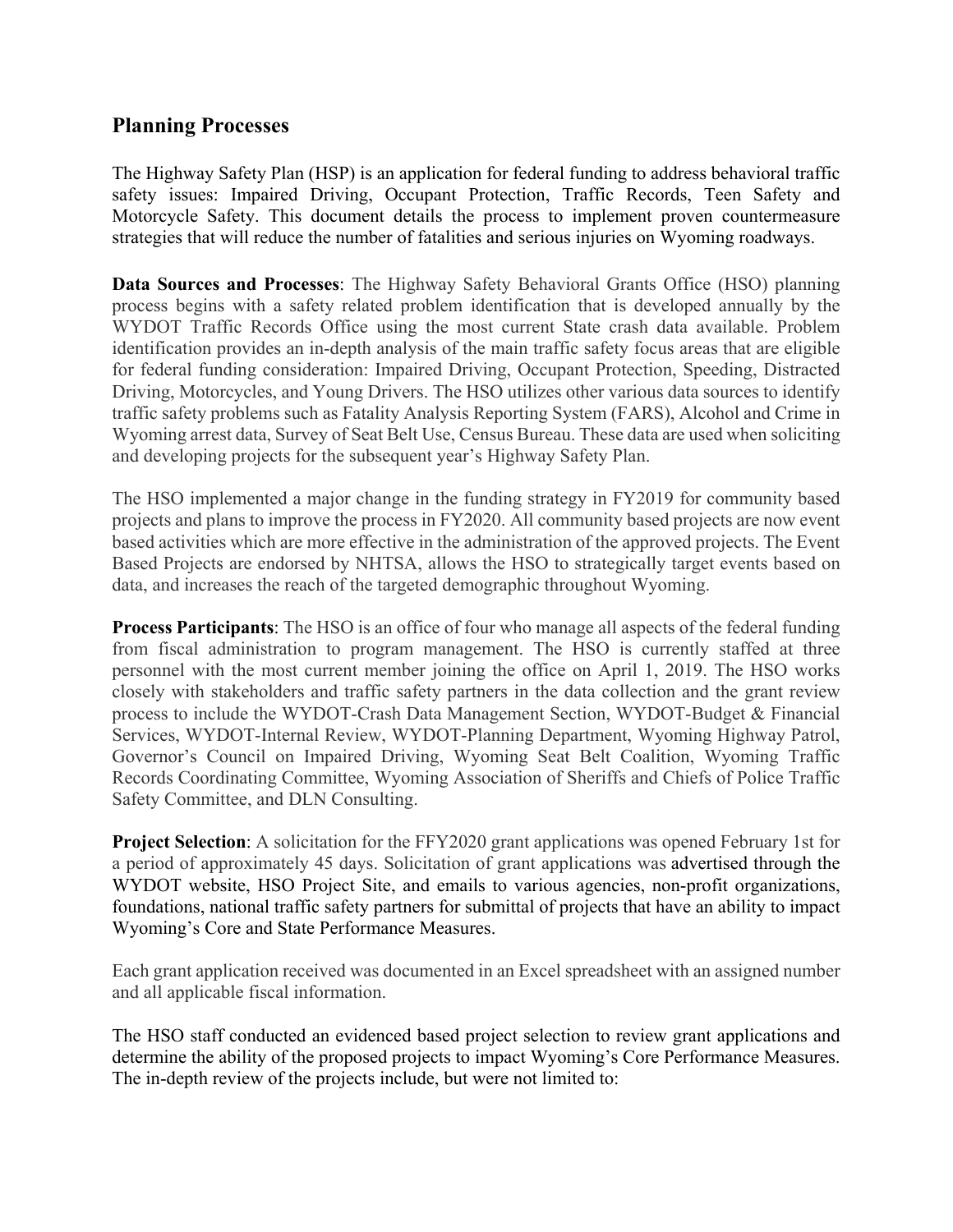## Planning Processes

The Highway Safety Plan (HSP) is an application for federal funding to address behavioral traffic safety issues: Impaired Driving, Occupant Protection, Traffic Records, Teen Safety and Motorcycle Safety. This document details the process to implement proven countermeasure strategies that will reduce the number of fatalities and serious injuries on Wyoming roadways.

**Data Sources and Processes**: The Highway Safety Behavioral Grants Office (HSO) planning process begins with a safety related problem identification that is developed annually by the WYDOT Traffic Records Office using the most current State crash data available. Problem identification provides an in-depth analysis of the main traffic safety focus areas that are eligible for federal funding consideration: Impaired Driving, Occupant Protection, Speeding, Distracted Driving, Motorcycles, and Young Drivers. The HSO utilizes other various data sources to identify traffic safety problems such as Fatality Analysis Reporting System (FARS), Alcohol and Crime in Wyoming arrest data, Survey of Seat Belt Use, Census Bureau. These data are used when soliciting and developing projects for the subsequent year's Highway Safety Plan.

The HSO implemented a major change in the funding strategy in FY2019 for community based projects and plans to improve the process in FY2020. All community based projects are now event based activities which are more effective in the administration of the approved projects. The Event Based Projects are endorsed by NHTSA, allows the HSO to strategically target events based on data, and increases the reach of the targeted demographic throughout Wyoming.

**Process Participants**: The HSO is an office of four who manage all aspects of the federal funding from fiscal administration to program management. The HSO is currently staffed at three personnel with the most current member joining the office on April 1, 2019. The HSO works closely with stakeholders and traffic safety partners in the data collection and the grant review process to include the WYDOT-Crash Data Management Section, WYDOT-Budget & Financial Services, WYDOT-Internal Review, WYDOT-Planning Department, Wyoming Highway Patrol, Governor's Council on Impaired Driving, Wyoming Seat Belt Coalition, Wyoming Traffic Records Coordinating Committee, Wyoming Association of Sheriffs and Chiefs of Police Traffic Safety Committee, and DLN Consulting.

**Project Selection**: A solicitation for the FFY2020 grant applications was opened February 1st for a period of approximately 45 days. Solicitation of grant applications was advertised through the WYDOT website, HSO Project Site, and emails to various agencies, non-profit organizations, foundations, national traffic safety partners for submittal of projects that have an ability to impact Wyoming's Core and State Performance Measures.

Each grant application received was documented in an Excel spreadsheet with an assigned number and all applicable fiscal information.

The HSO staff conducted an evidenced based project selection to review grant applications and determine the ability of the proposed projects to impact Wyoming's Core Performance Measures. The in-depth review of the projects include, but were not limited to: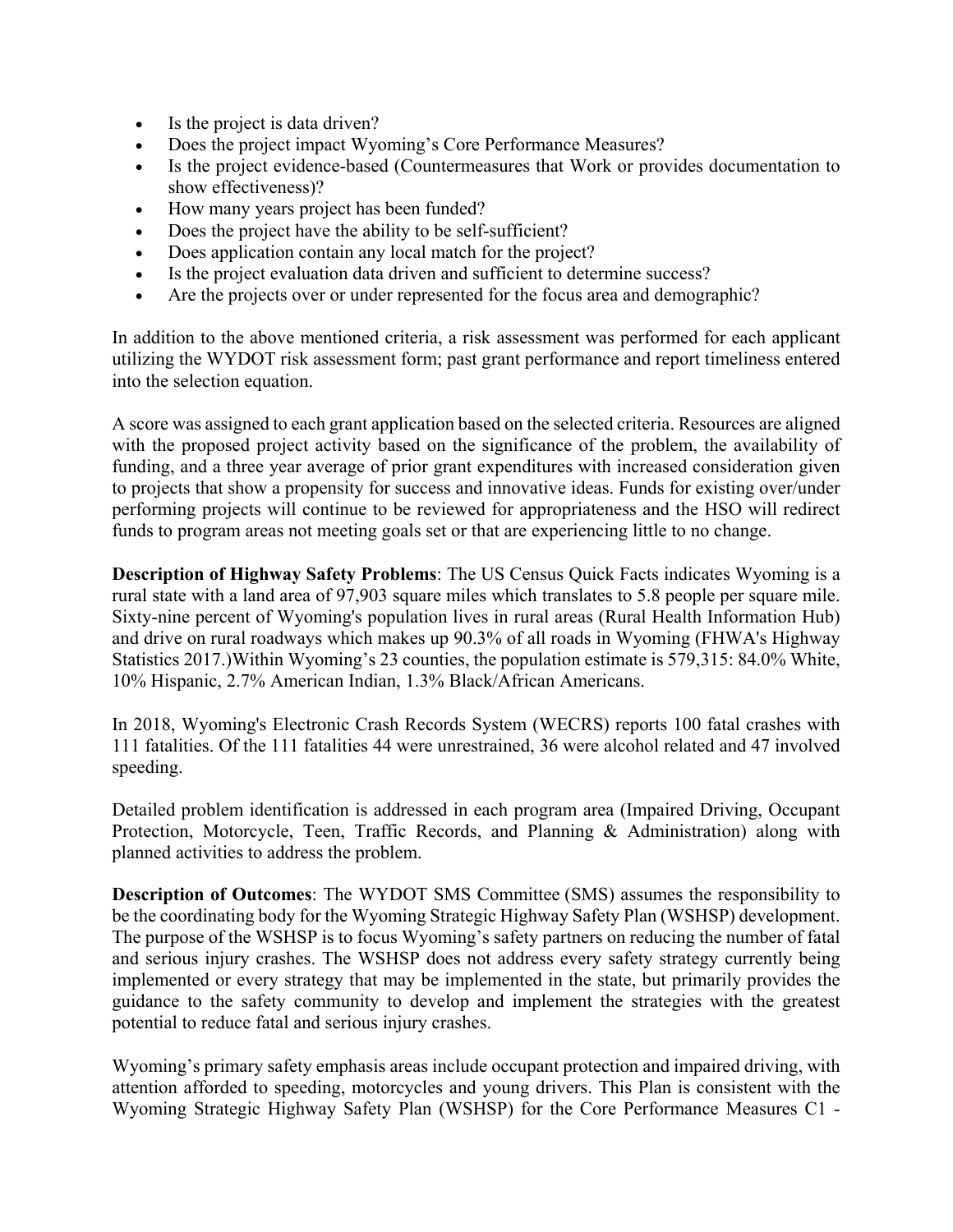- Is the project is data driven?
- Does the project impact Wyoming's Core Performance Measures?
- Is the project evidence-based (Countermeasures that Work or provides documentation to show effectiveness)?
- How many years project has been funded?
- Does the project have the ability to be self-sufficient?
- Does application contain any local match for the project?
- Is the project evaluation data driven and sufficient to determine success?
- Are the projects over or under represented for the focus area and demographic?

In addition to the above mentioned criteria, a risk assessment was performed for each applicant utilizing the WYDOT risk assessment form; past grant performance and report timeliness entered into the selection equation.

A score was assigned to each grant application based on the selected criteria. Resources are aligned with the proposed project activity based on the significance of the problem, the availability of funding, and a three year average of prior grant expenditures with increased consideration given to projects that show a propensity for success and innovative ideas. Funds for existing over/under performing projects will continue to be reviewed for appropriateness and the HSO will redirect funds to program areas not meeting goals set or that are experiencing little to no change.

**Description of Highway Safety Problems**: The US Census Quick Facts indicates Wyoming is a rural state with a land area of 97,903 square miles which translates to 5.8 people per square mile. Sixty-nine percent of Wyoming's population lives in rural areas (Rural Health Information Hub) and drive on rural roadways which makes up 90.3% of all roads in Wyoming (FHWA's Highway Statistics 2017.)Within Wyoming's 23 counties, the population estimate is 579,315: 84.0% White, 10% Hispanic, 2.7% American Indian, 1.3% Black/African Americans.

In 2018, Wyoming's Electronic Crash Records System (WECRS) reports 100 fatal crashes with 111 fatalities. Of the 111 fatalities 44 were unrestrained, 36 were alcohol related and 47 involved speeding.

Detailed problem identification is addressed in each program area (Impaired Driving, Occupant Protection, Motorcycle, Teen, Traffic Records, and Planning & Administration) along with planned activities to address the problem.

**Description of Outcomes**: The WYDOT SMS Committee (SMS) assumes the responsibility to be the coordinating body for the Wyoming Strategic Highway Safety Plan (WSHSP) development. The purpose of the WSHSP is to focus Wyoming's safety partners on reducing the number of fatal and serious injury crashes. The WSHSP does not address every safety strategy currently being implemented or every strategy that may be implemented in the state, but primarily provides the guidance to the safety community to develop and implement the strategies with the greatest potential to reduce fatal and serious injury crashes.

Wyoming's primary safety emphasis areas include occupant protection and impaired driving, with attention afforded to speeding, motorcycles and young drivers. This Plan is consistent with the Wyoming Strategic Highway Safety Plan (WSHSP) for the Core Performance Measures C1 -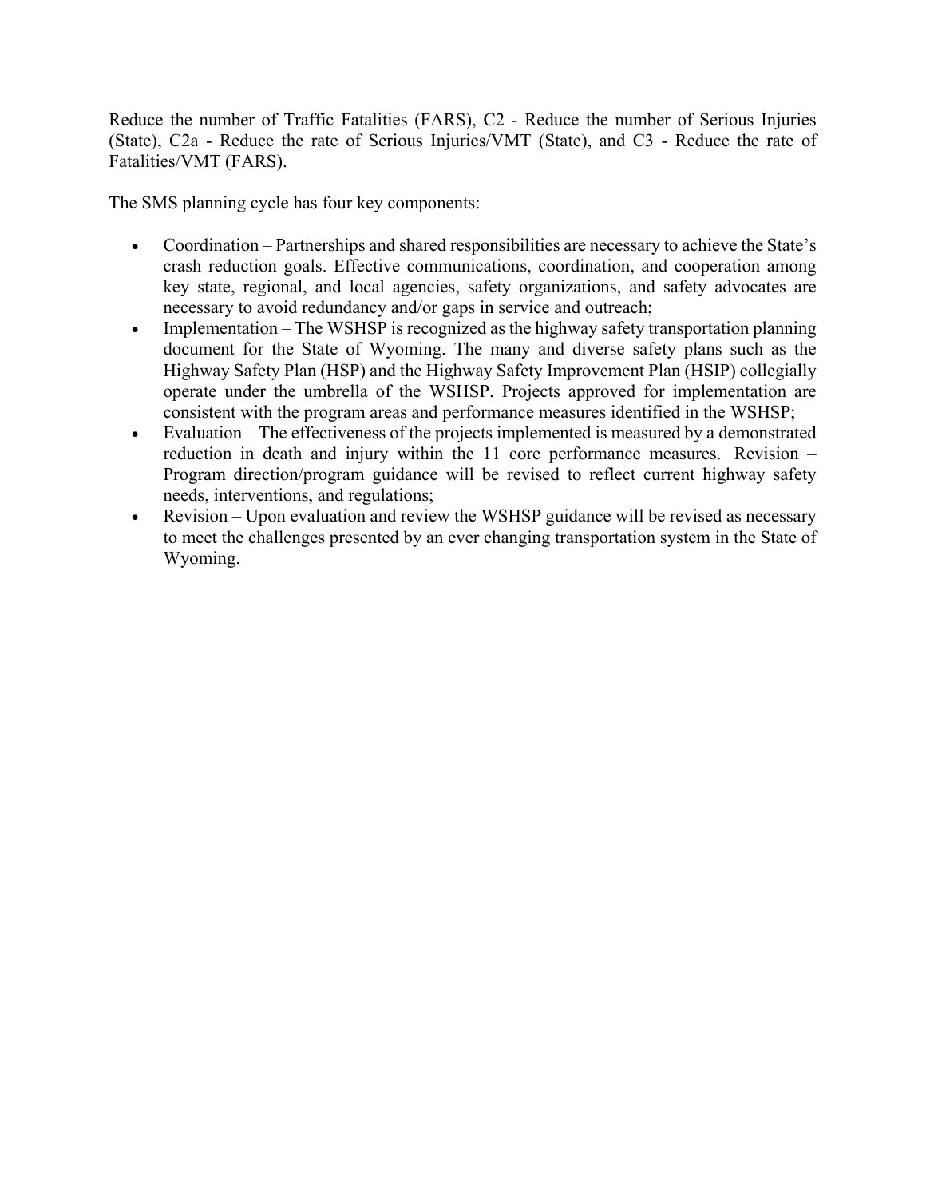Reduce the number of Traffic Fatalities (FARS), C2 - Reduce the number of Serious Injuries (State), C2a - Reduce the rate of Serious Injuries/VMT (State), and C3 - Reduce the rate of Fatalities/VMT (FARS).

The SMS planning cycle has four key components:

- Coordination – Partnerships and shared responsibilities are necessary to achieve the State's crash reduction goals. Effective communications, coordination, and cooperation among key state, regional, and local agencies, safety organizations, and safety advocates are necessary to avoid redundancy and/or gaps in service and outreach;
- Implementation – The WSHSP is recognized as the highway safety transportation planning document for the State of Wyoming. The many and diverse safety plans such as the Highway Safety Plan (HSP) and the Highway Safety Improvement Plan (HSIP) collegially operate under the umbrella of the WSHSP. Projects approved for implementation are consistent with the program areas and performance measures identified in the WSHSP;
- Evaluation – The effectiveness of the projects implemented is measured by a demonstrated reduction in death and injury within the 11 core performance measures. Revision – Program direction/program guidance will be revised to reflect current highway safety needs, interventions, and regulations;
- Revision – Upon evaluation and review the WSHSP guidance will be revised as necessary to meet the challenges presented by an ever changing transportation system in the State of Wyoming.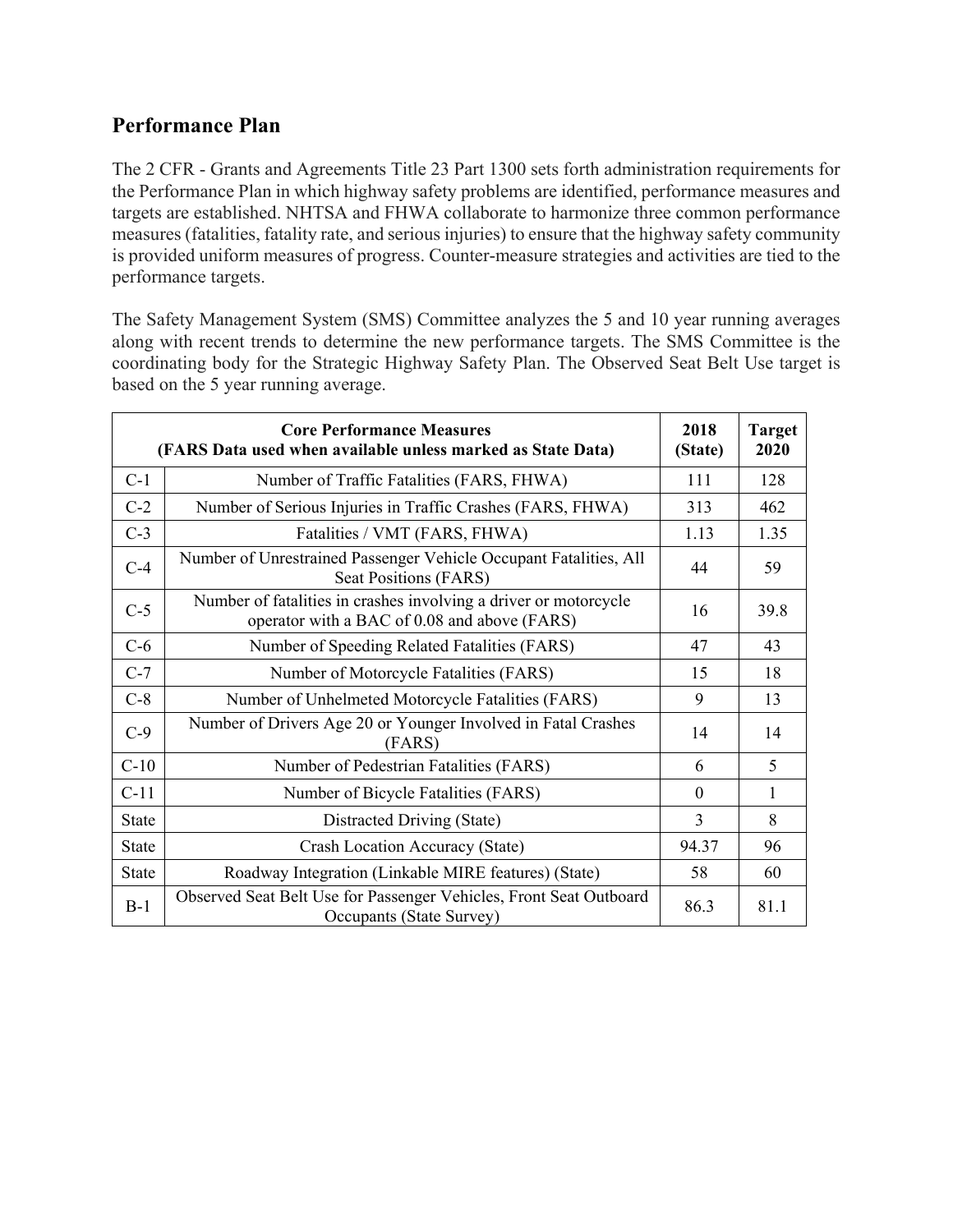## Performance Plan

The 2 CFR - Grants and Agreements Title 23 Part 1300 sets forth administration requirements for the Performance Plan in which highway safety problems are identified, performance measures and targets are established. NHTSA and FHWA collaborate to harmonize three common performance measures (fatalities, fatality rate, and serious injuries) to ensure that the highway safety community is provided uniform measures of progress. Counter-measure strategies and activities are tied to the performance targets.

The Safety Management System (SMS) Committee analyzes the 5 and 10 year running averages along with recent trends to determine the new performance targets. The SMS Committee is the coordinating body for the Strategic Highway Safety Plan. The Observed Seat Belt Use target is based on the 5 year running average.

| **Core Performance Measures (FARS Data used when available unless marked as State Data)** | | **2018 (State)** | **Target 2020** |
|---|---|---|---|
| C-1 | Number of Traffic Fatalities (FARS, FHWA) | 111 | 128 |
| C-2 | Number of Serious Injuries in Traffic Crashes (FARS, FHWA) | 313 | 462 |
| C-3 | Fatalities / VMT (FARS, FHWA) | 1.13 | 1.35 |
| C-4 | Number of Unrestrained Passenger Vehicle Occupant Fatalities, All Seat Positions (FARS) | 44 | 59 |
| C-5 | Number of fatalities in crashes involving a driver or motorcycle operator with a BAC of 0.08 and above (FARS) | 16 | 39.8 |
| C-6 | Number of Speeding Related Fatalities (FARS) | 47 | 43 |
| C-7 | Number of Motorcycle Fatalities (FARS) | 15 | 18 |
| C-8 | Number of Unhelmeted Motorcycle Fatalities (FARS) | 9 | 13 |
| C-9 | Number of Drivers Age 20 or Younger Involved in Fatal Crashes (FARS) | 14 | 14 |
| C-10 | Number of Pedestrian Fatalities (FARS) | 6 | 5 |
| C-11 | Number of Bicycle Fatalities (FARS) | 0 | 1 |
| State | Distracted Driving (State) | 3 | 8 |
| State | Crash Location Accuracy (State) | 94.37 | 96 |
| State | Roadway Integration (Linkable MIRE features) (State) | 58 | 60 |
| B-1 | Observed Seat Belt Use for Passenger Vehicles, Front Seat Outboard Occupants (State Survey) | 86.3 | 81.1 |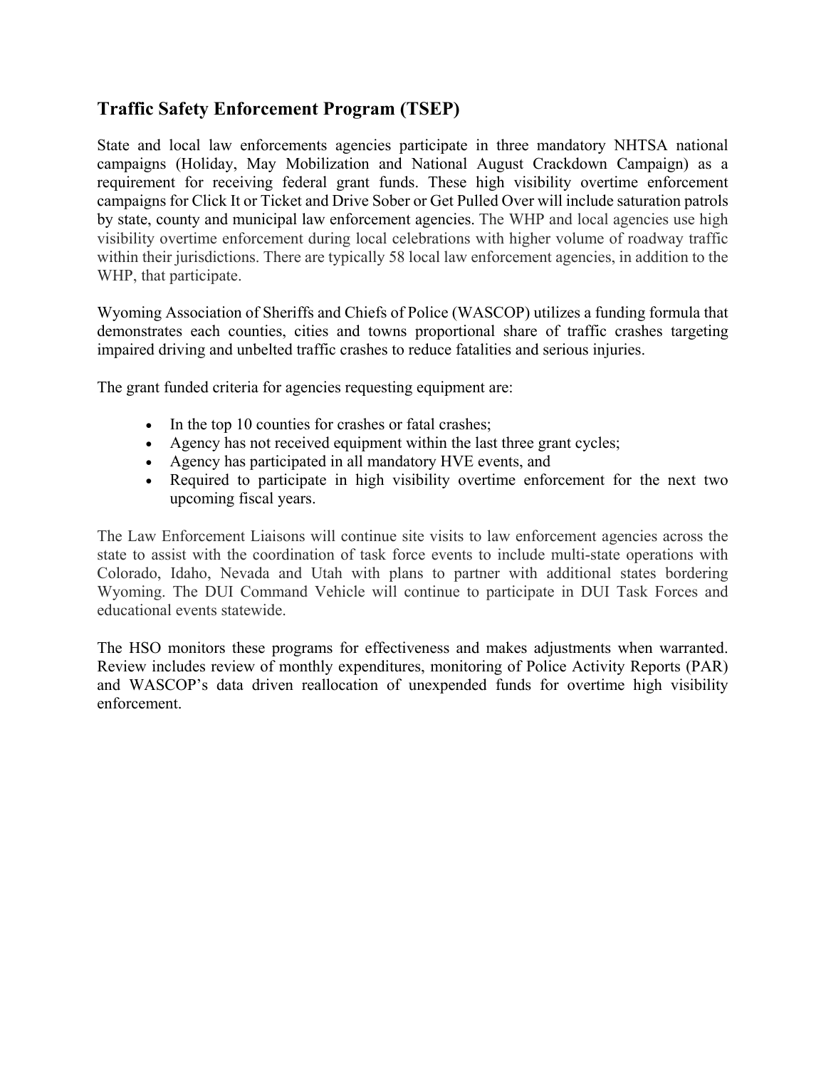## Traffic Safety Enforcement Program (TSEP)

State and local law enforcements agencies participate in three mandatory NHTSA national campaigns (Holiday, May Mobilization and National August Crackdown Campaign) as a requirement for receiving federal grant funds. These high visibility overtime enforcement campaigns for Click It or Ticket and Drive Sober or Get Pulled Over will include saturation patrols by state, county and municipal law enforcement agencies. The WHP and local agencies use high visibility overtime enforcement during local celebrations with higher volume of roadway traffic within their jurisdictions. There are typically 58 local law enforcement agencies, in addition to the WHP, that participate.

Wyoming Association of Sheriffs and Chiefs of Police (WASCOP) utilizes a funding formula that demonstrates each counties, cities and towns proportional share of traffic crashes targeting impaired driving and unbelted traffic crashes to reduce fatalities and serious injuries.

The grant funded criteria for agencies requesting equipment are:

- In the top 10 counties for crashes or fatal crashes;
- Agency has not received equipment within the last three grant cycles;
- Agency has participated in all mandatory HVE events, and
- Required to participate in high visibility overtime enforcement for the next two upcoming fiscal years.

The Law Enforcement Liaisons will continue site visits to law enforcement agencies across the state to assist with the coordination of task force events to include multi-state operations with Colorado, Idaho, Nevada and Utah with plans to partner with additional states bordering Wyoming. The DUI Command Vehicle will continue to participate in DUI Task Forces and educational events statewide.

The HSO monitors these programs for effectiveness and makes adjustments when warranted. Review includes review of monthly expenditures, monitoring of Police Activity Reports (PAR) and WASCOP's data driven reallocation of unexpended funds for overtime high visibility enforcement.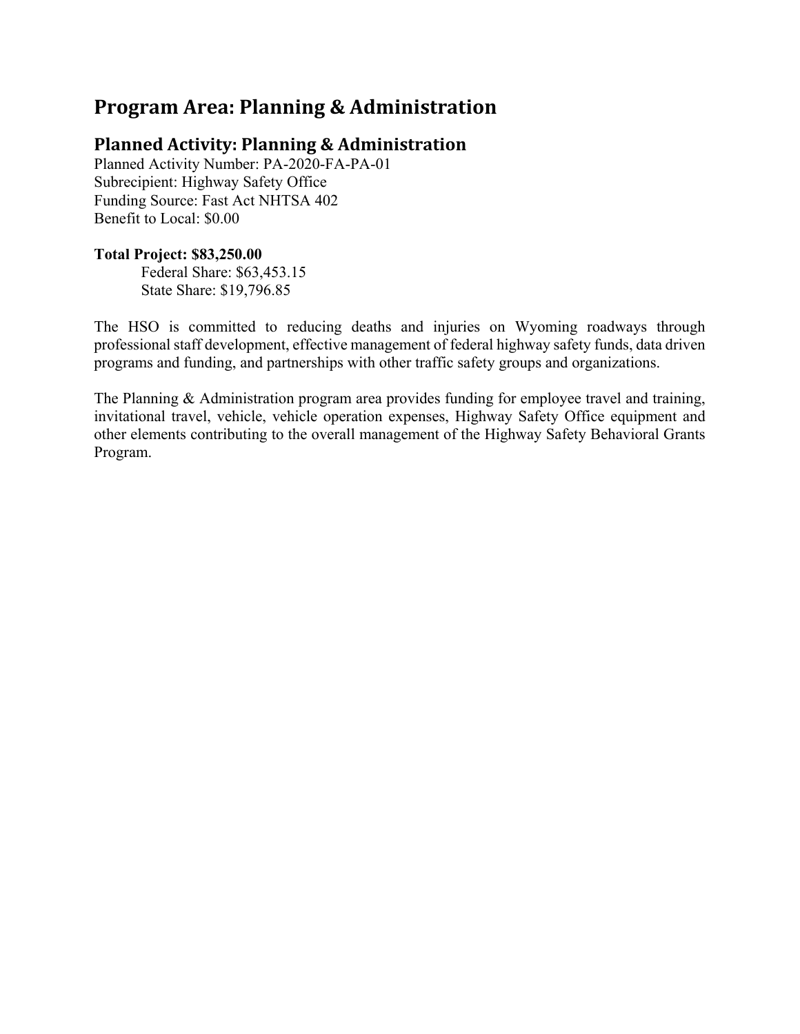# Program Area: Planning & Administration

## Planned Activity: Planning & Administration

Planned Activity Number: PA-2020-FA-PA-01
Subrecipient: Highway Safety Office
Funding Source: Fast Act NHTSA 402
Benefit to Local: $0.00

**Total Project: $83,250.00**
Federal Share: $63,453.15
State Share: $19,796.85

The HSO is committed to reducing deaths and injuries on Wyoming roadways through professional staff development, effective management of federal highway safety funds, data driven programs and funding, and partnerships with other traffic safety groups and organizations.

The Planning & Administration program area provides funding for employee travel and training, invitational travel, vehicle, vehicle operation expenses, Highway Safety Office equipment and other elements contributing to the overall management of the Highway Safety Behavioral Grants Program.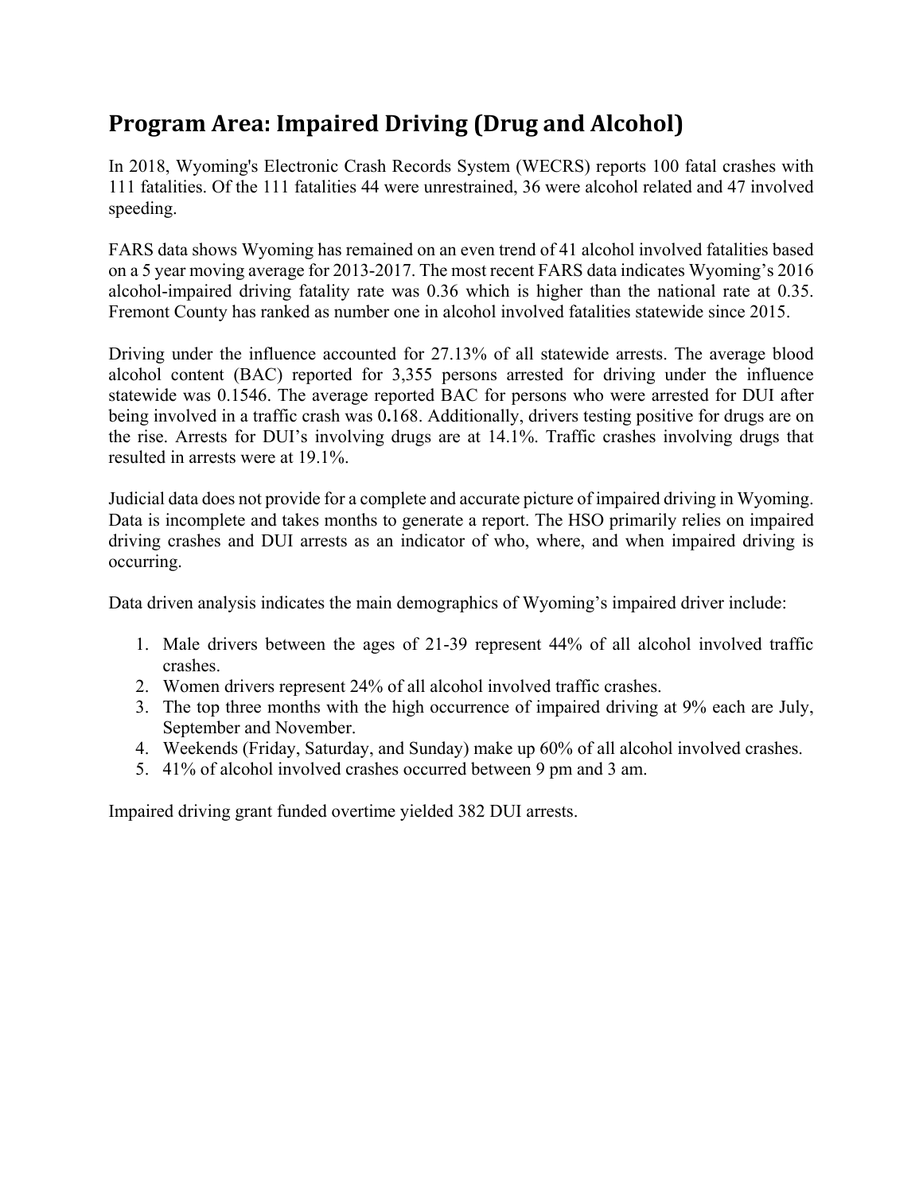## Program Area: Impaired Driving (Drug and Alcohol)

In 2018, Wyoming's Electronic Crash Records System (WECRS) reports 100 fatal crashes with 111 fatalities. Of the 111 fatalities 44 were unrestrained, 36 were alcohol related and 47 involved speeding.

FARS data shows Wyoming has remained on an even trend of 41 alcohol involved fatalities based on a 5 year moving average for 2013-2017. The most recent FARS data indicates Wyoming's 2016 alcohol-impaired driving fatality rate was 0.36 which is higher than the national rate at 0.35. Fremont County has ranked as number one in alcohol involved fatalities statewide since 2015.

Driving under the influence accounted for 27.13% of all statewide arrests. The average blood alcohol content (BAC) reported for 3,355 persons arrested for driving under the influence statewide was 0.1546. The average reported BAC for persons who were arrested for DUI after being involved in a traffic crash was 0.168. Additionally, drivers testing positive for drugs are on the rise. Arrests for DUI's involving drugs are at 14.1%. Traffic crashes involving drugs that resulted in arrests were at 19.1%.

Judicial data does not provide for a complete and accurate picture of impaired driving in Wyoming. Data is incomplete and takes months to generate a report. The HSO primarily relies on impaired driving crashes and DUI arrests as an indicator of who, where, and when impaired driving is occurring.

Data driven analysis indicates the main demographics of Wyoming's impaired driver include:

1. Male drivers between the ages of 21-39 represent 44% of all alcohol involved traffic crashes.
2. Women drivers represent 24% of all alcohol involved traffic crashes.
3. The top three months with the high occurrence of impaired driving at 9% each are July, September and November.
4. Weekends (Friday, Saturday, and Sunday) make up 60% of all alcohol involved crashes.
5. 41% of alcohol involved crashes occurred between 9 pm and 3 am.

Impaired driving grant funded overtime yielded 382 DUI arrests.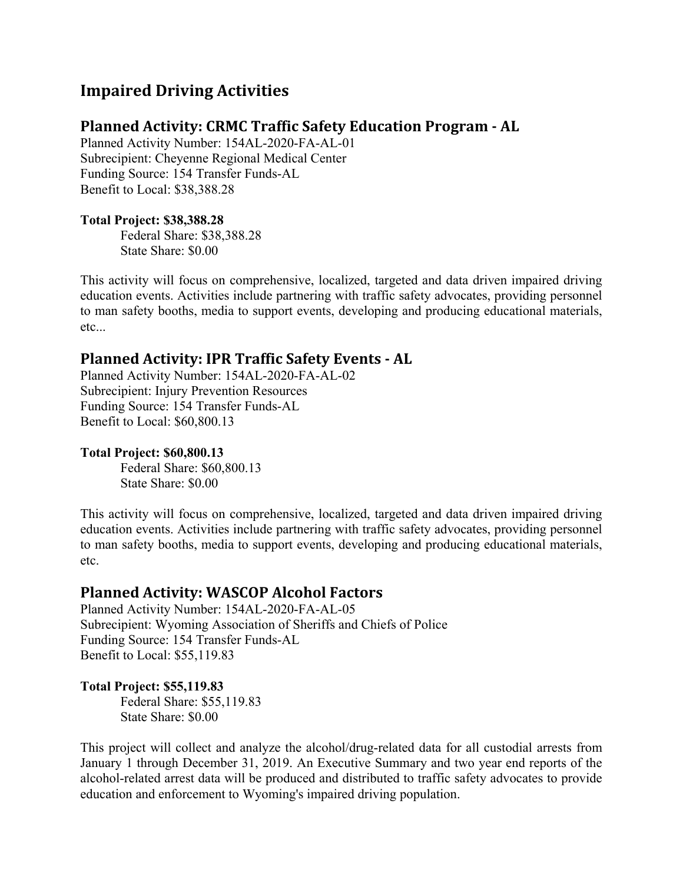# Impaired Driving Activities

## Planned Activity: CRMC Traffic Safety Education Program - AL

Planned Activity Number: 154AL-2020-FA-AL-01
Subrecipient: Cheyenne Regional Medical Center
Funding Source: 154 Transfer Funds-AL
Benefit to Local: $38,388.28

**Total Project: $38,388.28**
Federal Share: $38,388.28
State Share: $0.00

This activity will focus on comprehensive, localized, targeted and data driven impaired driving education events. Activities include partnering with traffic safety advocates, providing personnel to man safety booths, media to support events, developing and producing educational materials, etc...

## Planned Activity: IPR Traffic Safety Events - AL

Planned Activity Number: 154AL-2020-FA-AL-02
Subrecipient: Injury Prevention Resources
Funding Source: 154 Transfer Funds-AL
Benefit to Local: $60,800.13

**Total Project: $60,800.13**
Federal Share: $60,800.13
State Share: $0.00

This activity will focus on comprehensive, localized, targeted and data driven impaired driving education events. Activities include partnering with traffic safety advocates, providing personnel to man safety booths, media to support events, developing and producing educational materials, etc.

## Planned Activity: WASCOP Alcohol Factors

Planned Activity Number: 154AL-2020-FA-AL-05
Subrecipient: Wyoming Association of Sheriffs and Chiefs of Police
Funding Source: 154 Transfer Funds-AL
Benefit to Local: $55,119.83

**Total Project: $55,119.83**
Federal Share: $55,119.83
State Share: $0.00

This project will collect and analyze the alcohol/drug-related data for all custodial arrests from January 1 through December 31, 2019. An Executive Summary and two year end reports of the alcohol-related arrest data will be produced and distributed to traffic safety advocates to provide education and enforcement to Wyoming's impaired driving population.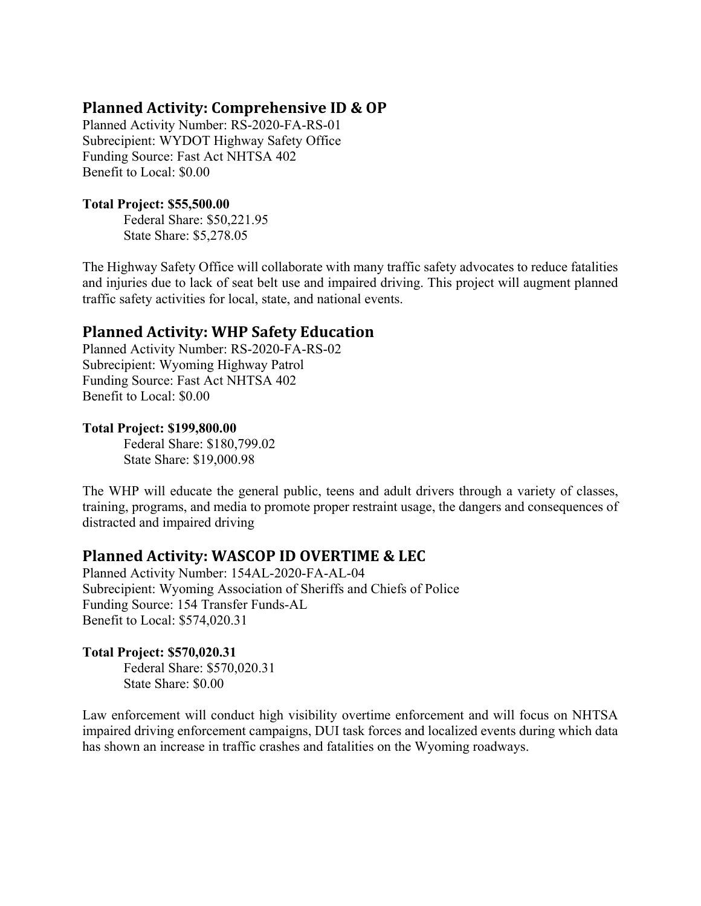## Planned Activity: Comprehensive ID & OP

Planned Activity Number: RS-2020-FA-RS-01
Subrecipient: WYDOT Highway Safety Office
Funding Source: Fast Act NHTSA 402
Benefit to Local: $0.00

**Total Project: $55,500.00**
Federal Share: $50,221.95
State Share: $5,278.05

The Highway Safety Office will collaborate with many traffic safety advocates to reduce fatalities and injuries due to lack of seat belt use and impaired driving. This project will augment planned traffic safety activities for local, state, and national events.

## Planned Activity: WHP Safety Education

Planned Activity Number: RS-2020-FA-RS-02
Subrecipient: Wyoming Highway Patrol
Funding Source: Fast Act NHTSA 402
Benefit to Local: $0.00

**Total Project: $199,800.00**
Federal Share: $180,799.02
State Share: $19,000.98

The WHP will educate the general public, teens and adult drivers through a variety of classes, training, programs, and media to promote proper restraint usage, the dangers and consequences of distracted and impaired driving

## Planned Activity: WASCOP ID OVERTIME & LEC

Planned Activity Number: 154AL-2020-FA-AL-04
Subrecipient: Wyoming Association of Sheriffs and Chiefs of Police
Funding Source: 154 Transfer Funds-AL
Benefit to Local: $574,020.31

**Total Project: $570,020.31**
Federal Share: $570,020.31
State Share: $0.00

Law enforcement will conduct high visibility overtime enforcement and will focus on NHTSA impaired driving enforcement campaigns, DUI task forces and localized events during which data has shown an increase in traffic crashes and fatalities on the Wyoming roadways.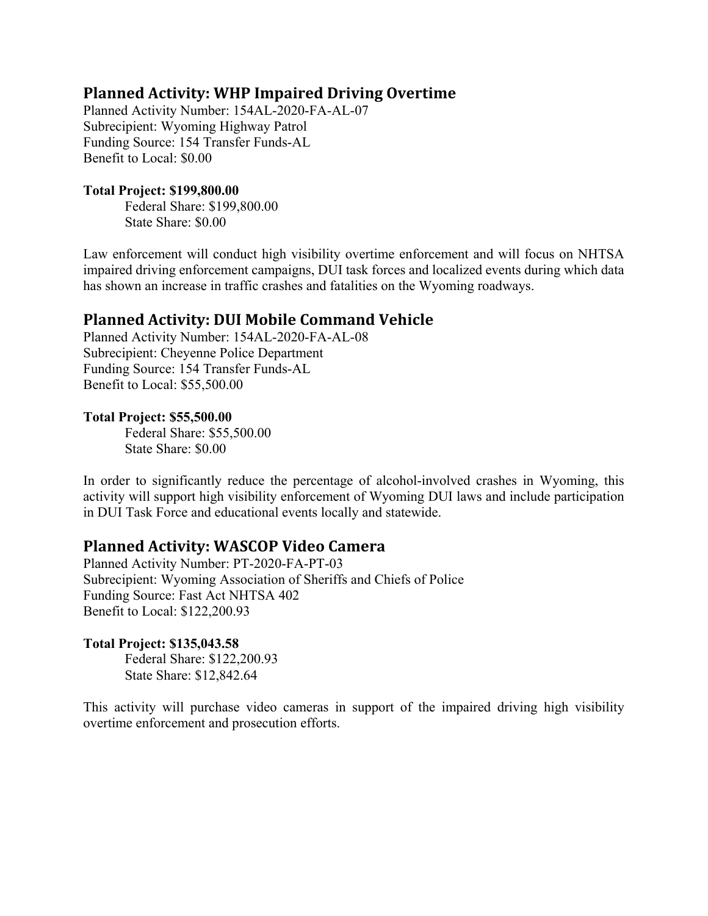## Planned Activity: WHP Impaired Driving Overtime

Planned Activity Number: 154AL-2020-FA-AL-07
Subrecipient: Wyoming Highway Patrol
Funding Source: 154 Transfer Funds-AL
Benefit to Local: $0.00

**Total Project: $199,800.00**
Federal Share: $199,800.00
State Share: $0.00

Law enforcement will conduct high visibility overtime enforcement and will focus on NHTSA impaired driving enforcement campaigns, DUI task forces and localized events during which data has shown an increase in traffic crashes and fatalities on the Wyoming roadways.

## Planned Activity: DUI Mobile Command Vehicle

Planned Activity Number: 154AL-2020-FA-AL-08
Subrecipient: Cheyenne Police Department
Funding Source: 154 Transfer Funds-AL
Benefit to Local: $55,500.00

**Total Project: $55,500.00**
Federal Share: $55,500.00
State Share: $0.00

In order to significantly reduce the percentage of alcohol-involved crashes in Wyoming, this activity will support high visibility enforcement of Wyoming DUI laws and include participation in DUI Task Force and educational events locally and statewide.

## Planned Activity: WASCOP Video Camera

Planned Activity Number: PT-2020-FA-PT-03
Subrecipient: Wyoming Association of Sheriffs and Chiefs of Police
Funding Source: Fast Act NHTSA 402
Benefit to Local: $122,200.93

**Total Project: $135,043.58**
Federal Share: $122,200.93
State Share: $12,842.64

This activity will purchase video cameras in support of the impaired driving high visibility overtime enforcement and prosecution efforts.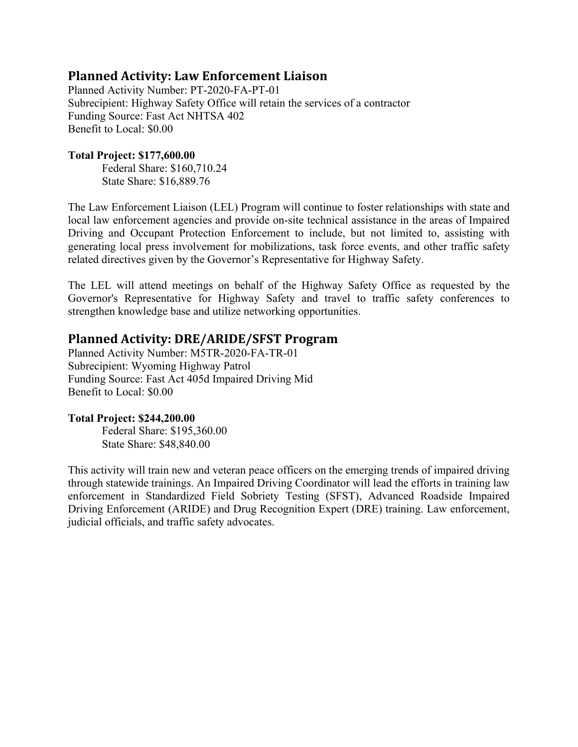## Planned Activity: Law Enforcement Liaison

Planned Activity Number: PT-2020-FA-PT-01
Subrecipient: Highway Safety Office will retain the services of a contractor
Funding Source: Fast Act NHTSA 402
Benefit to Local: $0.00

**Total Project: $177,600.00**
Federal Share: $160,710.24
State Share: $16,889.76

The Law Enforcement Liaison (LEL) Program will continue to foster relationships with state and local law enforcement agencies and provide on-site technical assistance in the areas of Impaired Driving and Occupant Protection Enforcement to include, but not limited to, assisting with generating local press involvement for mobilizations, task force events, and other traffic safety related directives given by the Governor's Representative for Highway Safety.

The LEL will attend meetings on behalf of the Highway Safety Office as requested by the Governor's Representative for Highway Safety and travel to traffic safety conferences to strengthen knowledge base and utilize networking opportunities.

## Planned Activity: DRE/ARIDE/SFST Program

Planned Activity Number: M5TR-2020-FA-TR-01
Subrecipient: Wyoming Highway Patrol
Funding Source: Fast Act 405d Impaired Driving Mid
Benefit to Local: $0.00

**Total Project: $244,200.00**
Federal Share: $195,360.00
State Share: $48,840.00

This activity will train new and veteran peace officers on the emerging trends of impaired driving through statewide trainings. An Impaired Driving Coordinator will lead the efforts in training law enforcement in Standardized Field Sobriety Testing (SFST), Advanced Roadside Impaired Driving Enforcement (ARIDE) and Drug Recognition Expert (DRE) training. Law enforcement, judicial officials, and traffic safety advocates.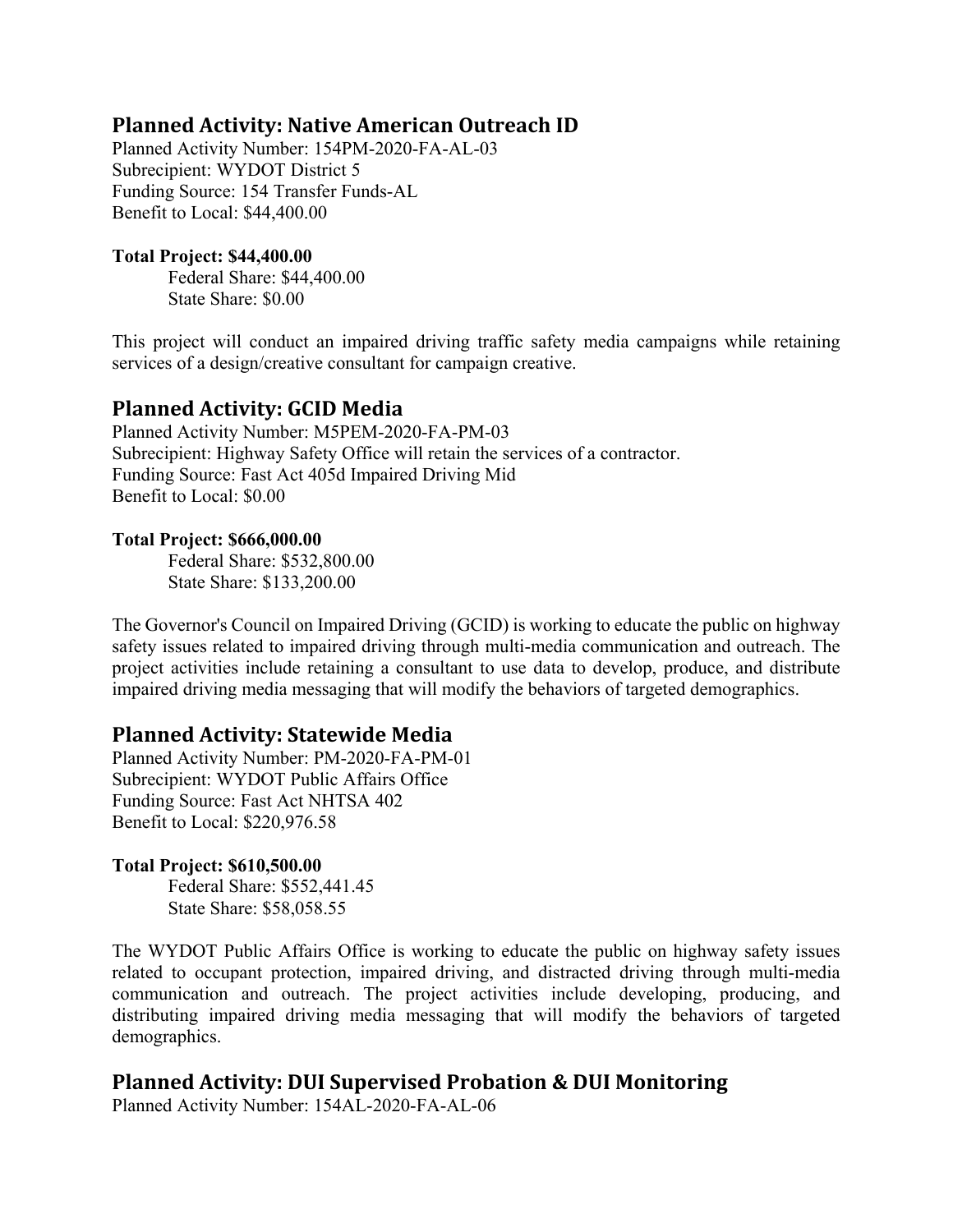## Planned Activity: Native American Outreach ID

Planned Activity Number: 154PM-2020-FA-AL-03
Subrecipient: WYDOT District 5
Funding Source: 154 Transfer Funds-AL
Benefit to Local: $44,400.00

**Total Project: $44,400.00**
Federal Share: $44,400.00
State Share: $0.00

This project will conduct an impaired driving traffic safety media campaigns while retaining services of a design/creative consultant for campaign creative.

## Planned Activity: GCID Media

Planned Activity Number: M5PEM-2020-FA-PM-03
Subrecipient: Highway Safety Office will retain the services of a contractor.
Funding Source: Fast Act 405d Impaired Driving Mid
Benefit to Local: $0.00

**Total Project: $666,000.00**
Federal Share: $532,800.00
State Share: $133,200.00

The Governor's Council on Impaired Driving (GCID) is working to educate the public on highway safety issues related to impaired driving through multi-media communication and outreach. The project activities include retaining a consultant to use data to develop, produce, and distribute impaired driving media messaging that will modify the behaviors of targeted demographics.

## Planned Activity: Statewide Media

Planned Activity Number: PM-2020-FA-PM-01
Subrecipient: WYDOT Public Affairs Office
Funding Source: Fast Act NHTSA 402
Benefit to Local: $220,976.58

**Total Project: $610,500.00**
Federal Share: $552,441.45
State Share: $58,058.55

The WYDOT Public Affairs Office is working to educate the public on highway safety issues related to occupant protection, impaired driving, and distracted driving through multi-media communication and outreach. The project activities include developing, producing, and distributing impaired driving media messaging that will modify the behaviors of targeted demographics.

## Planned Activity: DUI Supervised Probation & DUI Monitoring

Planned Activity Number: 154AL-2020-FA-AL-06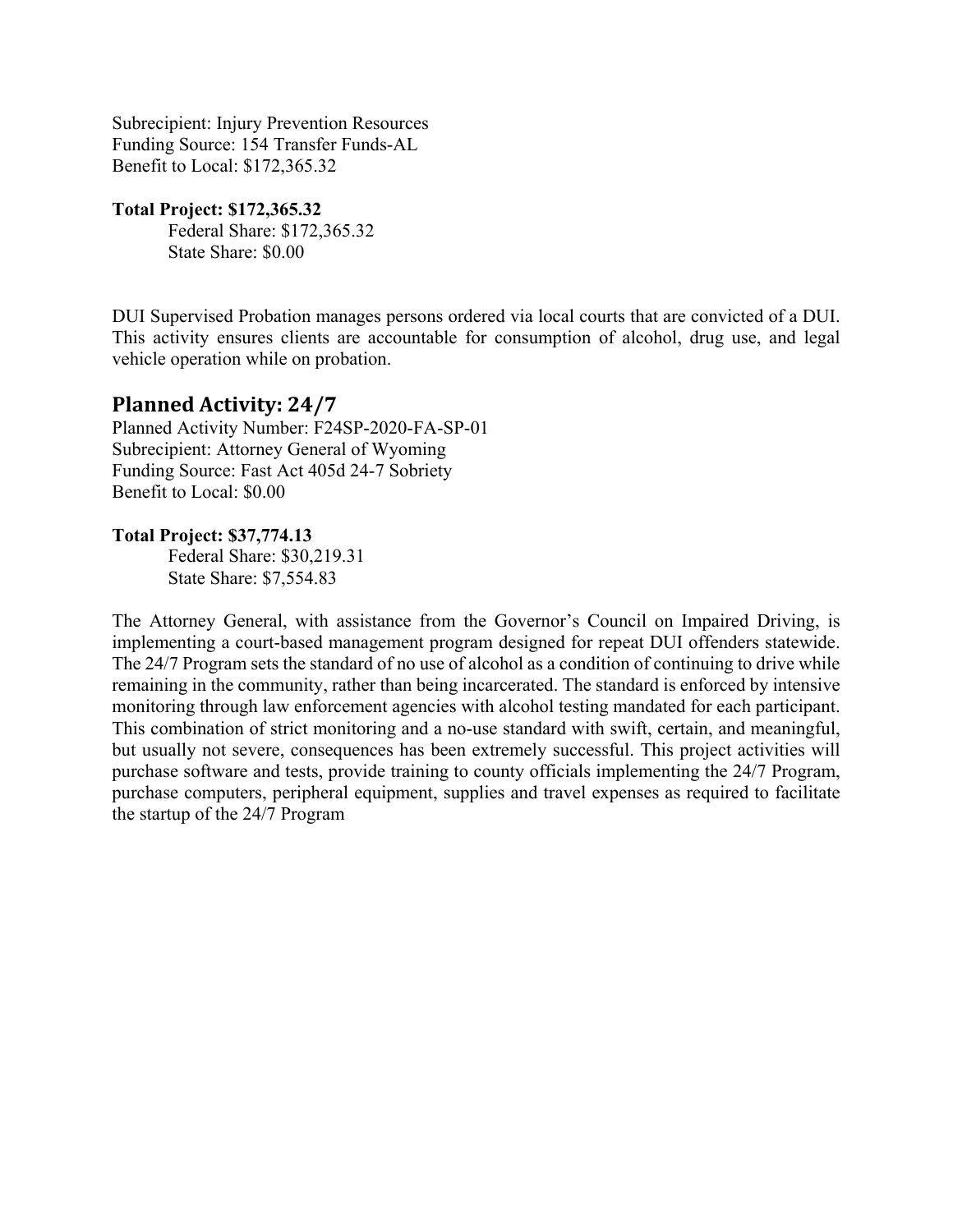Subrecipient: Injury Prevention Resources
Funding Source: 154 Transfer Funds-AL
Benefit to Local: $172,365.32

**Total Project: $172,365.32**
Federal Share: $172,365.32
State Share: $0.00

DUI Supervised Probation manages persons ordered via local courts that are convicted of a DUI. This activity ensures clients are accountable for consumption of alcohol, drug use, and legal vehicle operation while on probation.

## Planned Activity: 24/7

Planned Activity Number: F24SP-2020-FA-SP-01
Subrecipient: Attorney General of Wyoming
Funding Source: Fast Act 405d 24-7 Sobriety
Benefit to Local: $0.00

**Total Project: $37,774.13**
Federal Share: $30,219.31
State Share: $7,554.83

The Attorney General, with assistance from the Governor's Council on Impaired Driving, is implementing a court-based management program designed for repeat DUI offenders statewide. The 24/7 Program sets the standard of no use of alcohol as a condition of continuing to drive while remaining in the community, rather than being incarcerated. The standard is enforced by intensive monitoring through law enforcement agencies with alcohol testing mandated for each participant. This combination of strict monitoring and a no-use standard with swift, certain, and meaningful, but usually not severe, consequences has been extremely successful. This project activities will purchase software and tests, provide training to county officials implementing the 24/7 Program, purchase computers, peripheral equipment, supplies and travel expenses as required to facilitate the startup of the 24/7 Program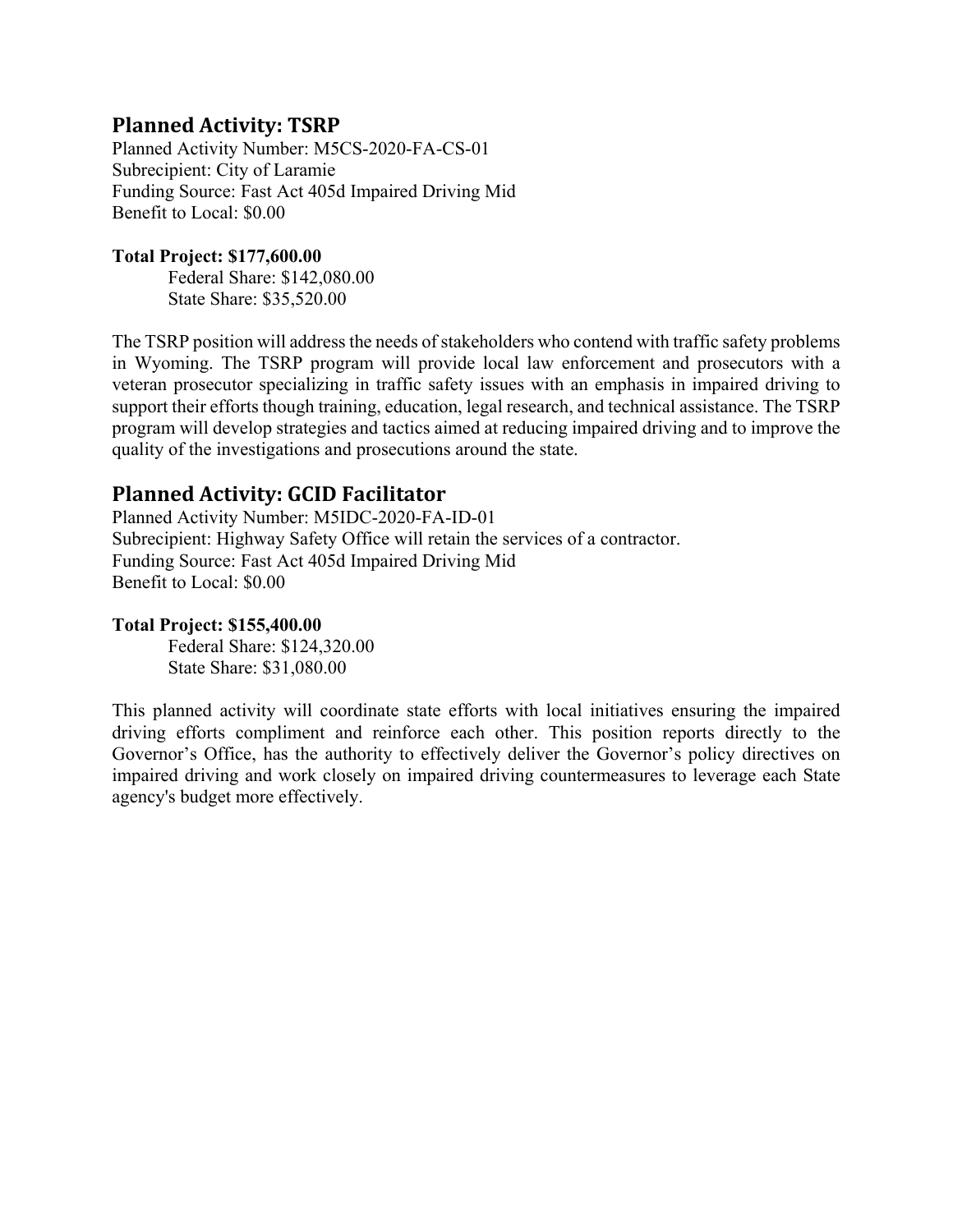## Planned Activity: TSRP

Planned Activity Number: M5CS-2020-FA-CS-01
Subrecipient: City of Laramie
Funding Source: Fast Act 405d Impaired Driving Mid
Benefit to Local: $0.00

**Total Project: $177,600.00**
Federal Share: $142,080.00
State Share: $35,520.00

The TSRP position will address the needs of stakeholders who contend with traffic safety problems in Wyoming. The TSRP program will provide local law enforcement and prosecutors with a veteran prosecutor specializing in traffic safety issues with an emphasis in impaired driving to support their efforts though training, education, legal research, and technical assistance. The TSRP program will develop strategies and tactics aimed at reducing impaired driving and to improve the quality of the investigations and prosecutions around the state.

## Planned Activity: GCID Facilitator

Planned Activity Number: M5IDC-2020-FA-ID-01
Subrecipient: Highway Safety Office will retain the services of a contractor.
Funding Source: Fast Act 405d Impaired Driving Mid
Benefit to Local: $0.00

**Total Project: $155,400.00**
Federal Share: $124,320.00
State Share: $31,080.00

This planned activity will coordinate state efforts with local initiatives ensuring the impaired driving efforts compliment and reinforce each other. This position reports directly to the Governor's Office, has the authority to effectively deliver the Governor's policy directives on impaired driving and work closely on impaired driving countermeasures to leverage each State agency's budget more effectively.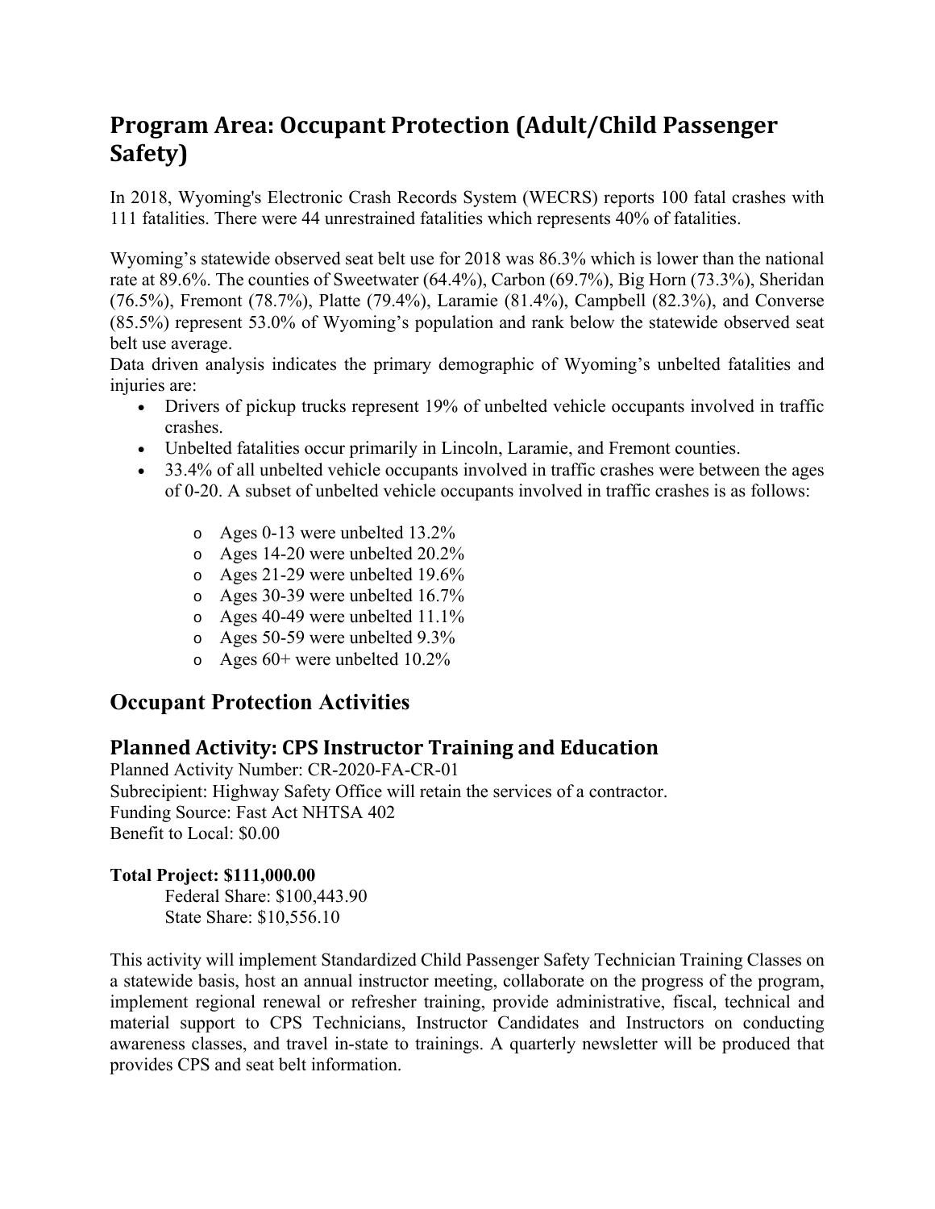# Program Area: Occupant Protection (Adult/Child Passenger Safety)

In 2018, Wyoming's Electronic Crash Records System (WECRS) reports 100 fatal crashes with 111 fatalities. There were 44 unrestrained fatalities which represents 40% of fatalities.

Wyoming's statewide observed seat belt use for 2018 was 86.3% which is lower than the national rate at 89.6%. The counties of Sweetwater (64.4%), Carbon (69.7%), Big Horn (73.3%), Sheridan (76.5%), Fremont (78.7%), Platte (79.4%), Laramie (81.4%), Campbell (82.3%), and Converse (85.5%) represent 53.0% of Wyoming's population and rank below the statewide observed seat belt use average.

Data driven analysis indicates the primary demographic of Wyoming's unbelted fatalities and injuries are:

- Drivers of pickup trucks represent 19% of unbelted vehicle occupants involved in traffic crashes.
- Unbelted fatalities occur primarily in Lincoln, Laramie, and Fremont counties.
- 33.4% of all unbelted vehicle occupants involved in traffic crashes were between the ages of 0-20. A subset of unbelted vehicle occupants involved in traffic crashes is as follows:
  - Ages 0-13 were unbelted 13.2%
  - Ages 14-20 were unbelted 20.2%
  - Ages 21-29 were unbelted 19.6%
  - Ages 30-39 were unbelted 16.7%
  - Ages 40-49 were unbelted 11.1%
  - Ages 50-59 were unbelted 9.3%
  - Ages 60+ were unbelted 10.2%

## Occupant Protection Activities

### Planned Activity: CPS Instructor Training and Education

Planned Activity Number: CR-2020-FA-CR-01
Subrecipient: Highway Safety Office will retain the services of a contractor.
Funding Source: Fast Act NHTSA 402
Benefit to Local: $0.00

**Total Project: $111,000.00**

Federal Share: $100,443.90
State Share: $10,556.10

This activity will implement Standardized Child Passenger Safety Technician Training Classes on a statewide basis, host an annual instructor meeting, collaborate on the progress of the program, implement regional renewal or refresher training, provide administrative, fiscal, technical and material support to CPS Technicians, Instructor Candidates and Instructors on conducting awareness classes, and travel in-state to trainings. A quarterly newsletter will be produced that provides CPS and seat belt information.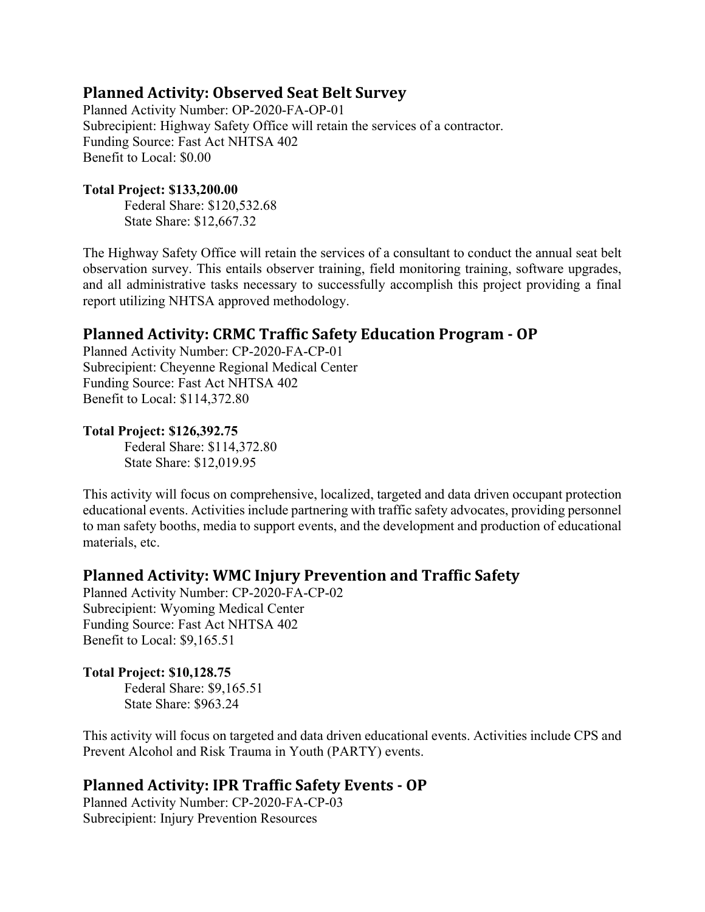## Planned Activity: Observed Seat Belt Survey

Planned Activity Number: OP-2020-FA-OP-01
Subrecipient: Highway Safety Office will retain the services of a contractor.
Funding Source: Fast Act NHTSA 402
Benefit to Local: $0.00

**Total Project: $133,200.00**
Federal Share: $120,532.68
State Share: $12,667.32

The Highway Safety Office will retain the services of a consultant to conduct the annual seat belt observation survey. This entails observer training, field monitoring training, software upgrades, and all administrative tasks necessary to successfully accomplish this project providing a final report utilizing NHTSA approved methodology.

## Planned Activity: CRMC Traffic Safety Education Program - OP

Planned Activity Number: CP-2020-FA-CP-01
Subrecipient: Cheyenne Regional Medical Center
Funding Source: Fast Act NHTSA 402
Benefit to Local: $114,372.80

**Total Project: $126,392.75**
Federal Share: $114,372.80
State Share: $12,019.95

This activity will focus on comprehensive, localized, targeted and data driven occupant protection educational events. Activities include partnering with traffic safety advocates, providing personnel to man safety booths, media to support events, and the development and production of educational materials, etc.

## Planned Activity: WMC Injury Prevention and Traffic Safety

Planned Activity Number: CP-2020-FA-CP-02
Subrecipient: Wyoming Medical Center
Funding Source: Fast Act NHTSA 402
Benefit to Local: $9,165.51

**Total Project: $10,128.75**
Federal Share: $9,165.51
State Share: $963.24

This activity will focus on targeted and data driven educational events. Activities include CPS and Prevent Alcohol and Risk Trauma in Youth (PARTY) events.

## Planned Activity: IPR Traffic Safety Events - OP

Planned Activity Number: CP-2020-FA-CP-03
Subrecipient: Injury Prevention Resources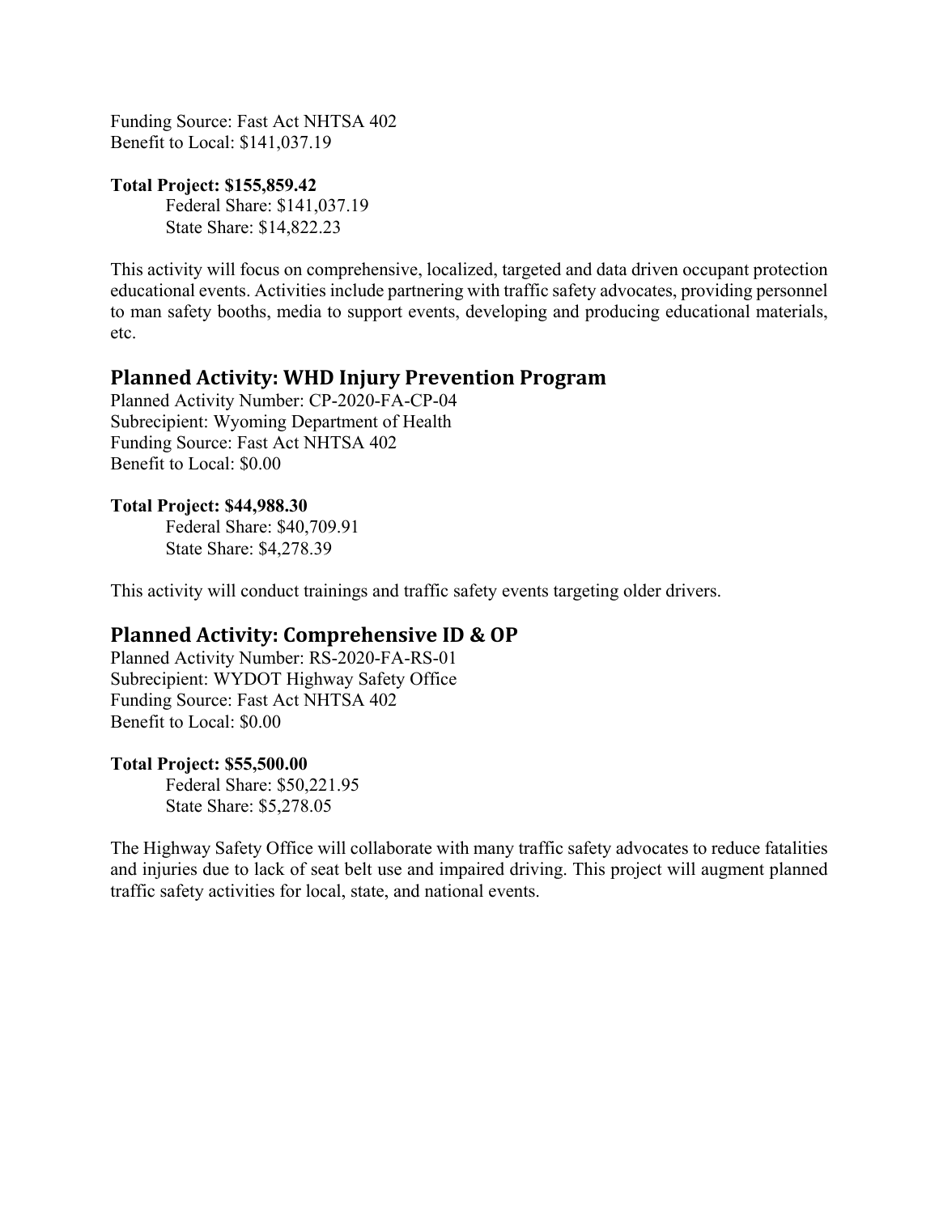Funding Source: Fast Act NHTSA 402
Benefit to Local: $141,037.19

**Total Project: $155,859.42**
Federal Share: $141,037.19
State Share: $14,822.23

This activity will focus on comprehensive, localized, targeted and data driven occupant protection educational events. Activities include partnering with traffic safety advocates, providing personnel to man safety booths, media to support events, developing and producing educational materials, etc.

## Planned Activity: WHD Injury Prevention Program

Planned Activity Number: CP-2020-FA-CP-04
Subrecipient: Wyoming Department of Health
Funding Source: Fast Act NHTSA 402
Benefit to Local: $0.00

**Total Project: $44,988.30**
Federal Share: $40,709.91
State Share: $4,278.39

This activity will conduct trainings and traffic safety events targeting older drivers.

## Planned Activity: Comprehensive ID & OP

Planned Activity Number: RS-2020-FA-RS-01
Subrecipient: WYDOT Highway Safety Office
Funding Source: Fast Act NHTSA 402
Benefit to Local: $0.00

**Total Project: $55,500.00**
Federal Share: $50,221.95
State Share: $5,278.05

The Highway Safety Office will collaborate with many traffic safety advocates to reduce fatalities and injuries due to lack of seat belt use and impaired driving. This project will augment planned traffic safety activities for local, state, and national events.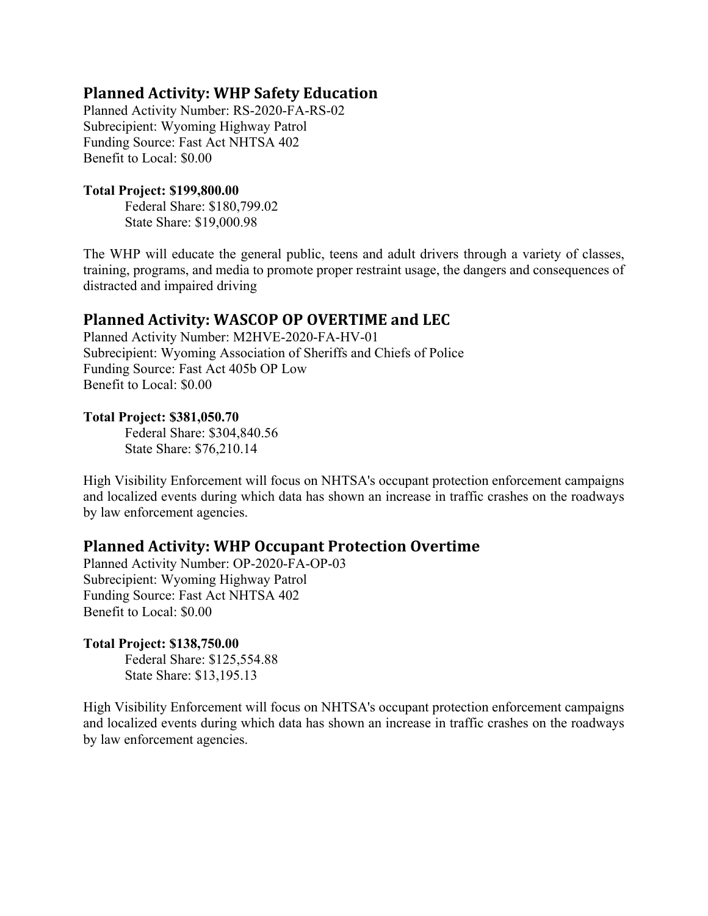## Planned Activity: WHP Safety Education

Planned Activity Number: RS-2020-FA-RS-02
Subrecipient: Wyoming Highway Patrol
Funding Source: Fast Act NHTSA 402
Benefit to Local: $0.00

**Total Project: $199,800.00**

Federal Share: $180,799.02
State Share: $19,000.98

The WHP will educate the general public, teens and adult drivers through a variety of classes, training, programs, and media to promote proper restraint usage, the dangers and consequences of distracted and impaired driving

## Planned Activity: WASCOP OP OVERTIME and LEC

Planned Activity Number: M2HVE-2020-FA-HV-01
Subrecipient: Wyoming Association of Sheriffs and Chiefs of Police
Funding Source: Fast Act 405b OP Low
Benefit to Local: $0.00

**Total Project: $381,050.70**

Federal Share: $304,840.56
State Share: $76,210.14

High Visibility Enforcement will focus on NHTSA's occupant protection enforcement campaigns and localized events during which data has shown an increase in traffic crashes on the roadways by law enforcement agencies.

## Planned Activity: WHP Occupant Protection Overtime

Planned Activity Number: OP-2020-FA-OP-03
Subrecipient: Wyoming Highway Patrol
Funding Source: Fast Act NHTSA 402
Benefit to Local: $0.00

**Total Project: $138,750.00**

Federal Share: $125,554.88
State Share: $13,195.13

High Visibility Enforcement will focus on NHTSA's occupant protection enforcement campaigns and localized events during which data has shown an increase in traffic crashes on the roadways by law enforcement agencies.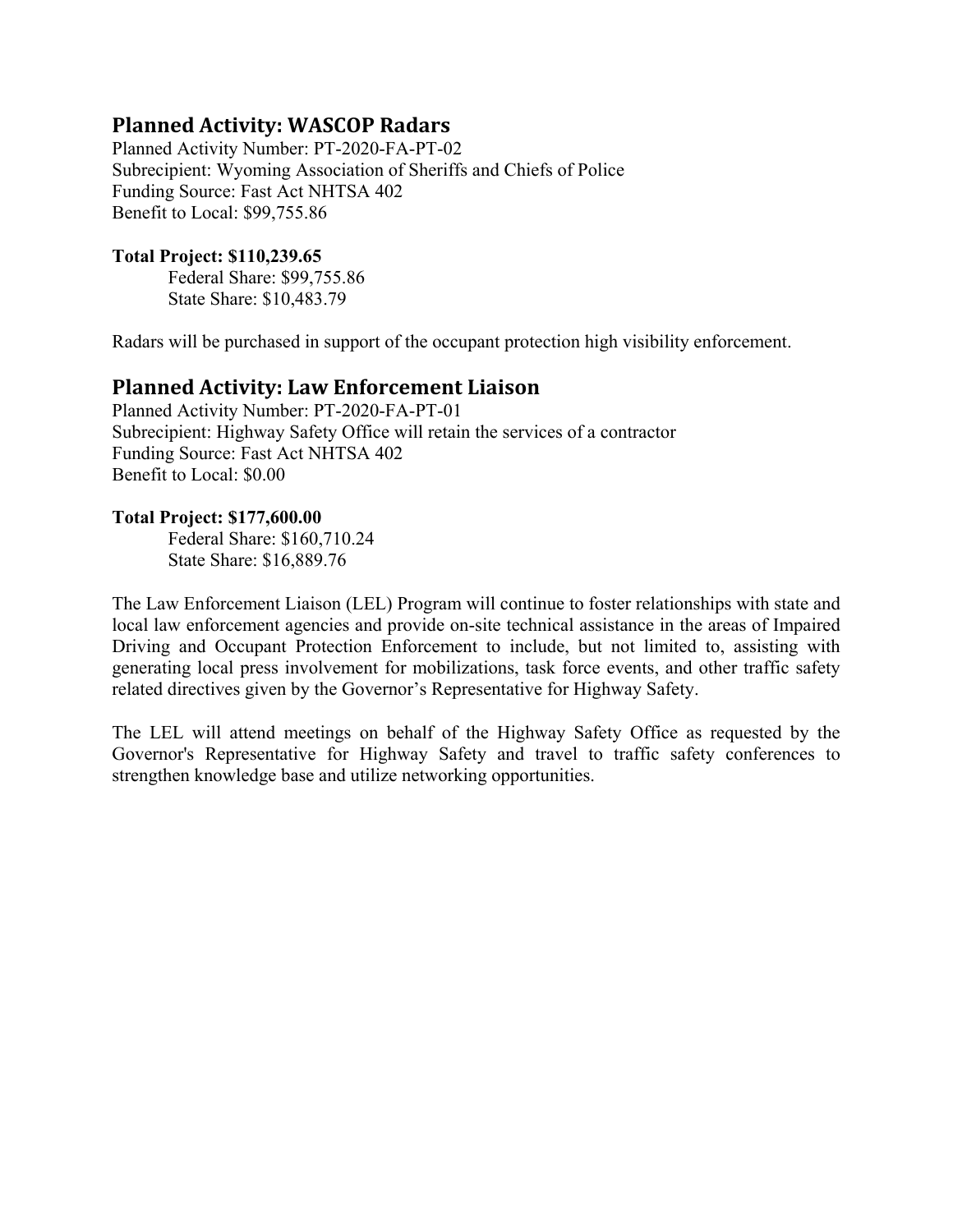## Planned Activity: WASCOP Radars

Planned Activity Number: PT-2020-FA-PT-02
Subrecipient: Wyoming Association of Sheriffs and Chiefs of Police
Funding Source: Fast Act NHTSA 402
Benefit to Local: $99,755.86

**Total Project: $110,239.65**
Federal Share: $99,755.86
State Share: $10,483.79

Radars will be purchased in support of the occupant protection high visibility enforcement.

## Planned Activity: Law Enforcement Liaison

Planned Activity Number: PT-2020-FA-PT-01
Subrecipient: Highway Safety Office will retain the services of a contractor
Funding Source: Fast Act NHTSA 402
Benefit to Local: $0.00

**Total Project: $177,600.00**
Federal Share: $160,710.24
State Share: $16,889.76

The Law Enforcement Liaison (LEL) Program will continue to foster relationships with state and local law enforcement agencies and provide on-site technical assistance in the areas of Impaired Driving and Occupant Protection Enforcement to include, but not limited to, assisting with generating local press involvement for mobilizations, task force events, and other traffic safety related directives given by the Governor's Representative for Highway Safety.

The LEL will attend meetings on behalf of the Highway Safety Office as requested by the Governor's Representative for Highway Safety and travel to traffic safety conferences to strengthen knowledge base and utilize networking opportunities.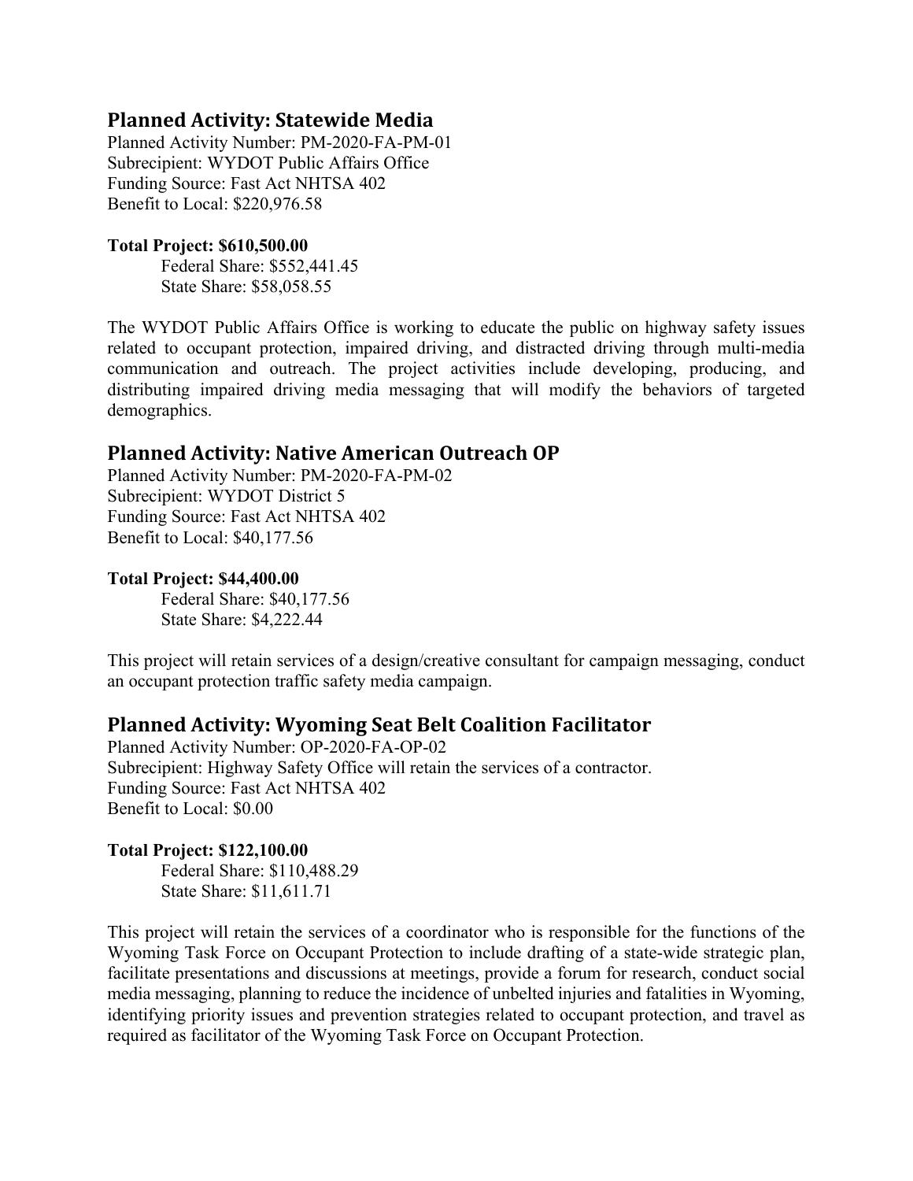## Planned Activity: Statewide Media

Planned Activity Number: PM-2020-FA-PM-01
Subrecipient: WYDOT Public Affairs Office
Funding Source: Fast Act NHTSA 402
Benefit to Local: $220,976.58

**Total Project: $610,500.00**
Federal Share: $552,441.45
State Share: $58,058.55

The WYDOT Public Affairs Office is working to educate the public on highway safety issues related to occupant protection, impaired driving, and distracted driving through multi-media communication and outreach. The project activities include developing, producing, and distributing impaired driving media messaging that will modify the behaviors of targeted demographics.

## Planned Activity: Native American Outreach OP

Planned Activity Number: PM-2020-FA-PM-02
Subrecipient: WYDOT District 5
Funding Source: Fast Act NHTSA 402
Benefit to Local: $40,177.56

**Total Project: $44,400.00**
Federal Share: $40,177.56
State Share: $4,222.44

This project will retain services of a design/creative consultant for campaign messaging, conduct an occupant protection traffic safety media campaign.

## Planned Activity: Wyoming Seat Belt Coalition Facilitator

Planned Activity Number: OP-2020-FA-OP-02
Subrecipient: Highway Safety Office will retain the services of a contractor.
Funding Source: Fast Act NHTSA 402
Benefit to Local: $0.00

**Total Project: $122,100.00**
Federal Share: $110,488.29
State Share: $11,611.71

This project will retain the services of a coordinator who is responsible for the functions of the Wyoming Task Force on Occupant Protection to include drafting of a state-wide strategic plan, facilitate presentations and discussions at meetings, provide a forum for research, conduct social media messaging, planning to reduce the incidence of unbelted injuries and fatalities in Wyoming, identifying priority issues and prevention strategies related to occupant protection, and travel as required as facilitator of the Wyoming Task Force on Occupant Protection.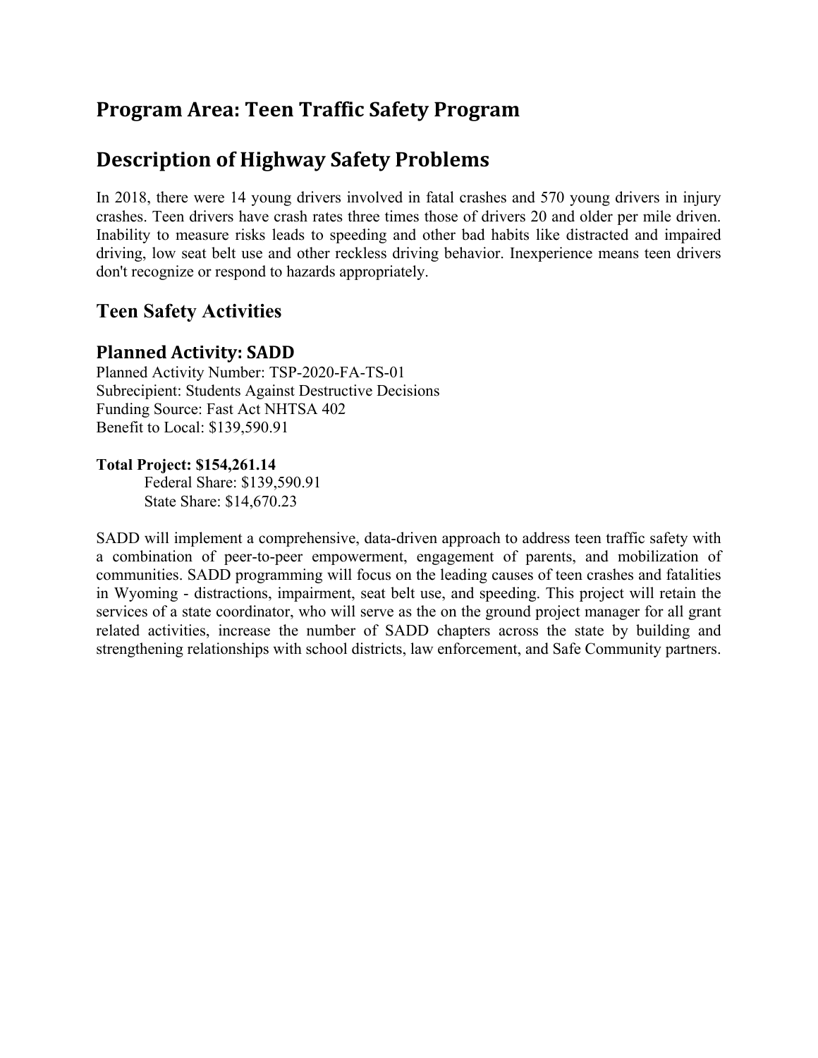## Program Area: Teen Traffic Safety Program

## Description of Highway Safety Problems

In 2018, there were 14 young drivers involved in fatal crashes and 570 young drivers in injury crashes. Teen drivers have crash rates three times those of drivers 20 and older per mile driven. Inability to measure risks leads to speeding and other bad habits like distracted and impaired driving, low seat belt use and other reckless driving behavior. Inexperience means teen drivers don't recognize or respond to hazards appropriately.

### Teen Safety Activities

### Planned Activity: SADD

Planned Activity Number: TSP-2020-FA-TS-01
Subrecipient: Students Against Destructive Decisions
Funding Source: Fast Act NHTSA 402
Benefit to Local: $139,590.91

**Total Project: $154,261.14**
Federal Share: $139,590.91
State Share: $14,670.23

SADD will implement a comprehensive, data-driven approach to address teen traffic safety with a combination of peer-to-peer empowerment, engagement of parents, and mobilization of communities. SADD programming will focus on the leading causes of teen crashes and fatalities in Wyoming - distractions, impairment, seat belt use, and speeding. This project will retain the services of a state coordinator, who will serve as the on the ground project manager for all grant related activities, increase the number of SADD chapters across the state by building and strengthening relationships with school districts, law enforcement, and Safe Community partners.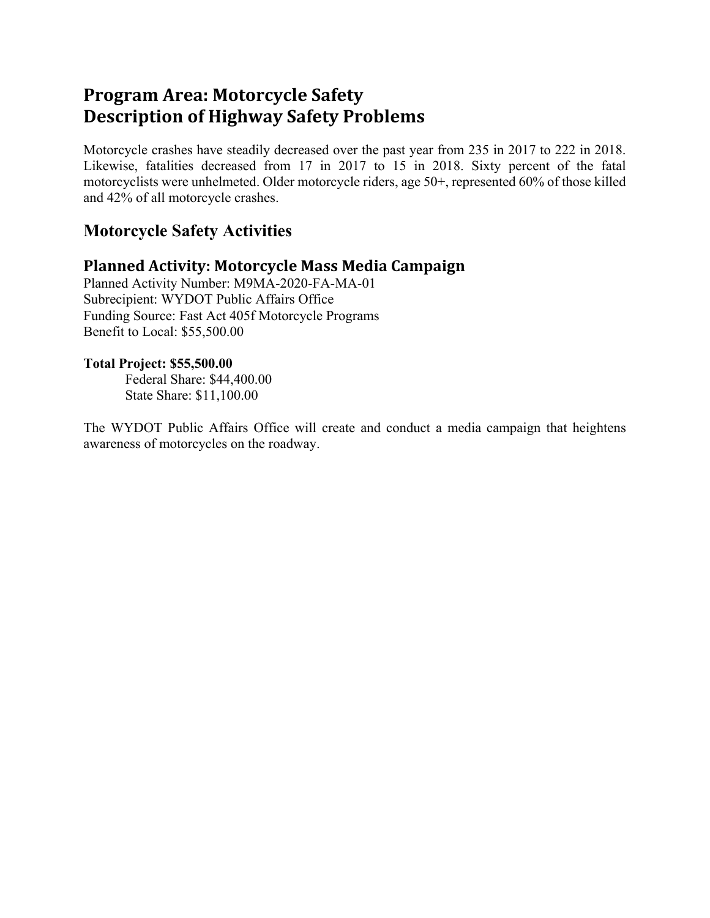# Program Area: Motorcycle Safety
# Description of Highway Safety Problems

Motorcycle crashes have steadily decreased over the past year from 235 in 2017 to 222 in 2018. Likewise, fatalities decreased from 17 in 2017 to 15 in 2018. Sixty percent of the fatal motorcyclists were unhelmeted. Older motorcycle riders, age 50+, represented 60% of those killed and 42% of all motorcycle crashes.

## Motorcycle Safety Activities

### Planned Activity: Motorcycle Mass Media Campaign

Planned Activity Number: M9MA-2020-FA-MA-01
Subrecipient: WYDOT Public Affairs Office
Funding Source: Fast Act 405f Motorcycle Programs
Benefit to Local: $55,500.00

**Total Project: $55,500.00**
Federal Share: $44,400.00
State Share: $11,100.00

The WYDOT Public Affairs Office will create and conduct a media campaign that heightens awareness of motorcycles on the roadway.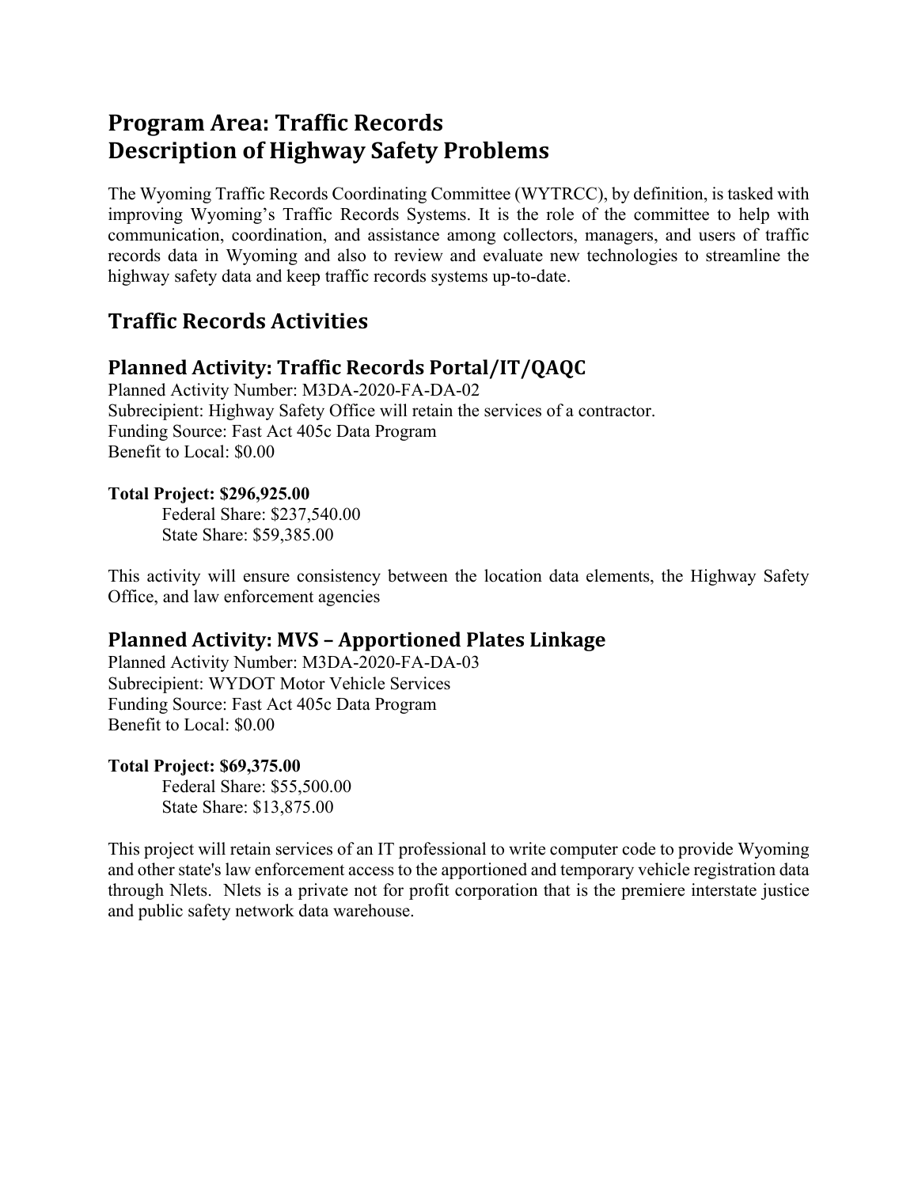# Program Area: Traffic Records
# Description of Highway Safety Problems

The Wyoming Traffic Records Coordinating Committee (WYTRCC), by definition, is tasked with improving Wyoming's Traffic Records Systems. It is the role of the committee to help with communication, coordination, and assistance among collectors, managers, and users of traffic records data in Wyoming and also to review and evaluate new technologies to streamline the highway safety data and keep traffic records systems up-to-date.

## Traffic Records Activities

### Planned Activity: Traffic Records Portal/IT/QAQC

Planned Activity Number: M3DA-2020-FA-DA-02
Subrecipient: Highway Safety Office will retain the services of a contractor.
Funding Source: Fast Act 405c Data Program
Benefit to Local: $0.00

**Total Project: $296,925.00**
Federal Share: $237,540.00
State Share: $59,385.00

This activity will ensure consistency between the location data elements, the Highway Safety Office, and law enforcement agencies

### Planned Activity: MVS – Apportioned Plates Linkage

Planned Activity Number: M3DA-2020-FA-DA-03
Subrecipient: WYDOT Motor Vehicle Services
Funding Source: Fast Act 405c Data Program
Benefit to Local: $0.00

**Total Project: $69,375.00**
Federal Share: $55,500.00
State Share: $13,875.00

This project will retain services of an IT professional to write computer code to provide Wyoming and other state's law enforcement access to the apportioned and temporary vehicle registration data through Nlets. Nlets is a private not for profit corporation that is the premiere interstate justice and public safety network data warehouse.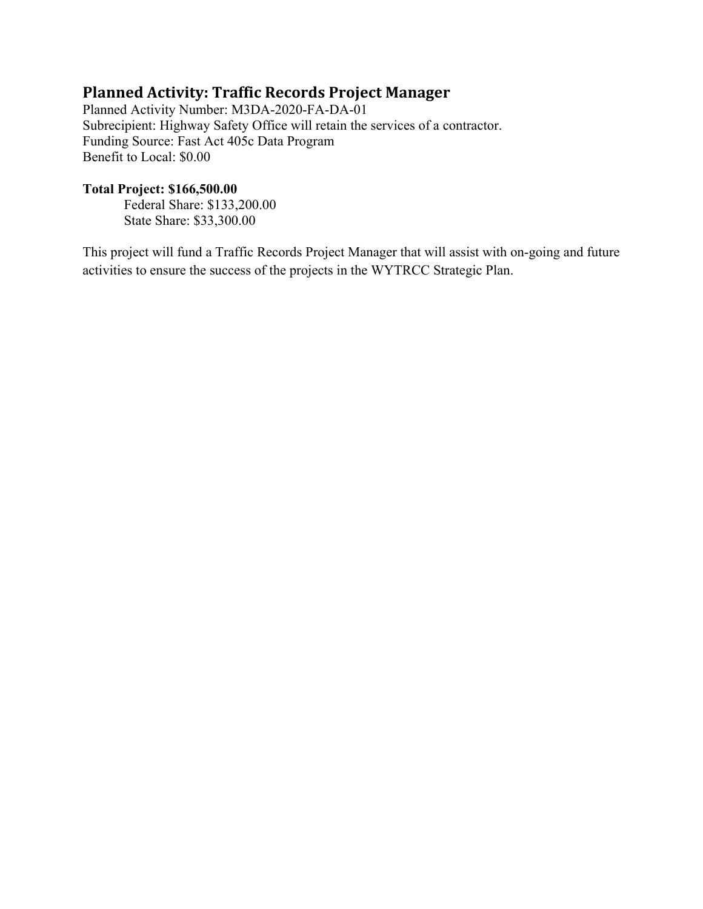## Planned Activity: Traffic Records Project Manager

Planned Activity Number: M3DA-2020-FA-DA-01
Subrecipient: Highway Safety Office will retain the services of a contractor.
Funding Source: Fast Act 405c Data Program
Benefit to Local: $0.00

**Total Project: $166,500.00**

Federal Share: $133,200.00
State Share: $33,300.00

This project will fund a Traffic Records Project Manager that will assist with on-going and future activities to ensure the success of the projects in the WYTRCC Strategic Plan.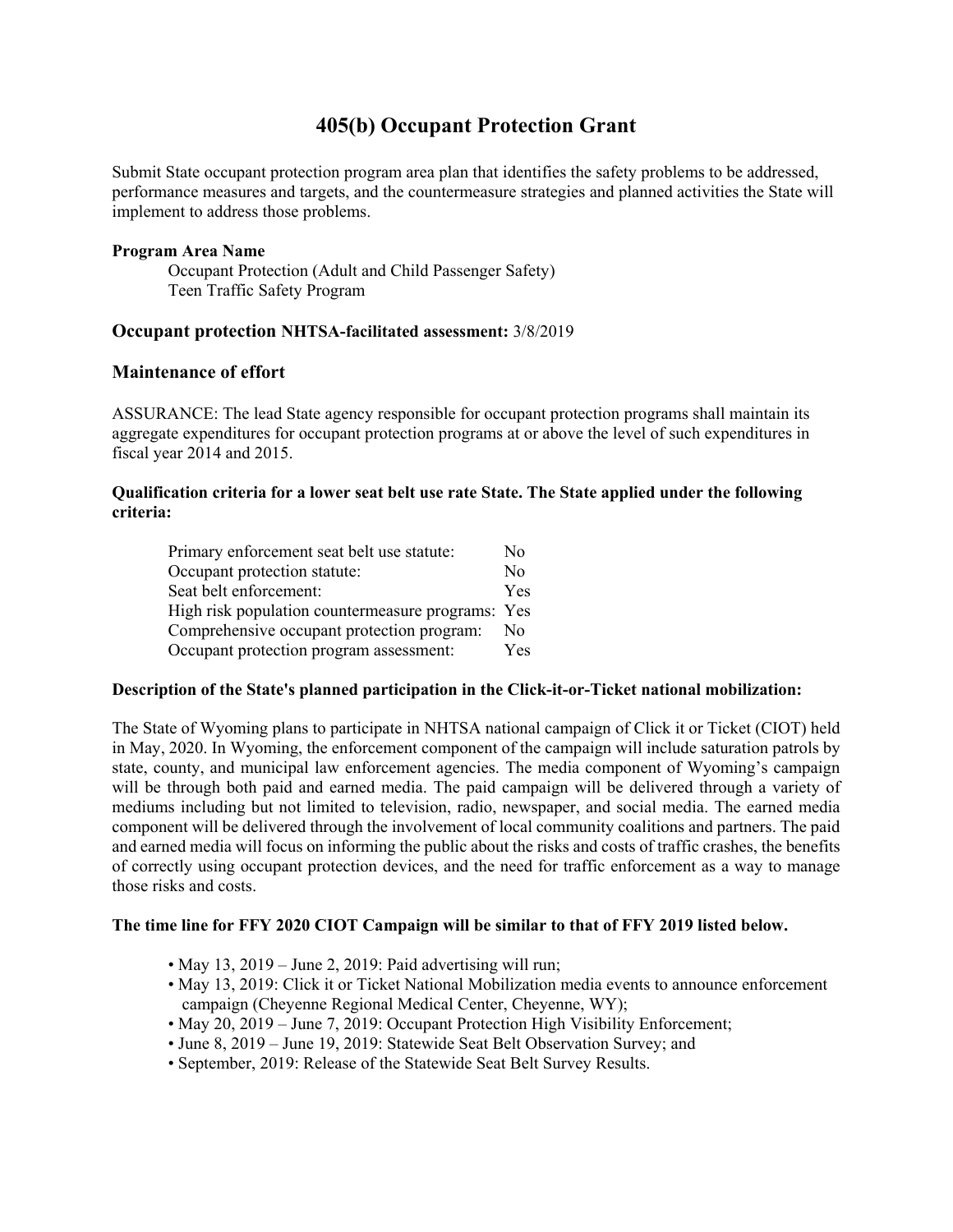# 405(b) Occupant Protection Grant

Submit State occupant protection program area plan that identifies the safety problems to be addressed, performance measures and targets, and the countermeasure strategies and planned activities the State will implement to address those problems.

**Program Area Name**

Occupant Protection (Adult and Child Passenger Safety)
Teen Traffic Safety Program

### Occupant protection NHTSA-facilitated assessment: 3/8/2019

### Maintenance of effort

ASSURANCE: The lead State agency responsible for occupant protection programs shall maintain its aggregate expenditures for occupant protection programs at or above the level of such expenditures in fiscal year 2014 and 2015.

**Qualification criteria for a lower seat belt use rate State. The State applied under the following criteria:**

| | |
|---|---|
| Primary enforcement seat belt use statute: | No |
| Occupant protection statute: | No |
| Seat belt enforcement: | Yes |
| High risk population countermeasure programs: | Yes |
| Comprehensive occupant protection program: | No |
| Occupant protection program assessment: | Yes |

**Description of the State's planned participation in the Click-it-or-Ticket national mobilization:**

The State of Wyoming plans to participate in NHTSA national campaign of Click it or Ticket (CIOT) held in May, 2020. In Wyoming, the enforcement component of the campaign will include saturation patrols by state, county, and municipal law enforcement agencies. The media component of Wyoming's campaign will be through both paid and earned media. The paid campaign will be delivered through a variety of mediums including but not limited to television, radio, newspaper, and social media. The earned media component will be delivered through the involvement of local community coalitions and partners. The paid and earned media will focus on informing the public about the risks and costs of traffic crashes, the benefits of correctly using occupant protection devices, and the need for traffic enforcement as a way to manage those risks and costs.

**The time line for FFY 2020 CIOT Campaign will be similar to that of FFY 2019 listed below.**

- May 13, 2019 – June 2, 2019: Paid advertising will run;
- May 13, 2019: Click it or Ticket National Mobilization media events to announce enforcement campaign (Cheyenne Regional Medical Center, Cheyenne, WY);
- May 20, 2019 – June 7, 2019: Occupant Protection High Visibility Enforcement;
- June 8, 2019 – June 19, 2019: Statewide Seat Belt Observation Survey; and
- September, 2019: Release of the Statewide Seat Belt Survey Results.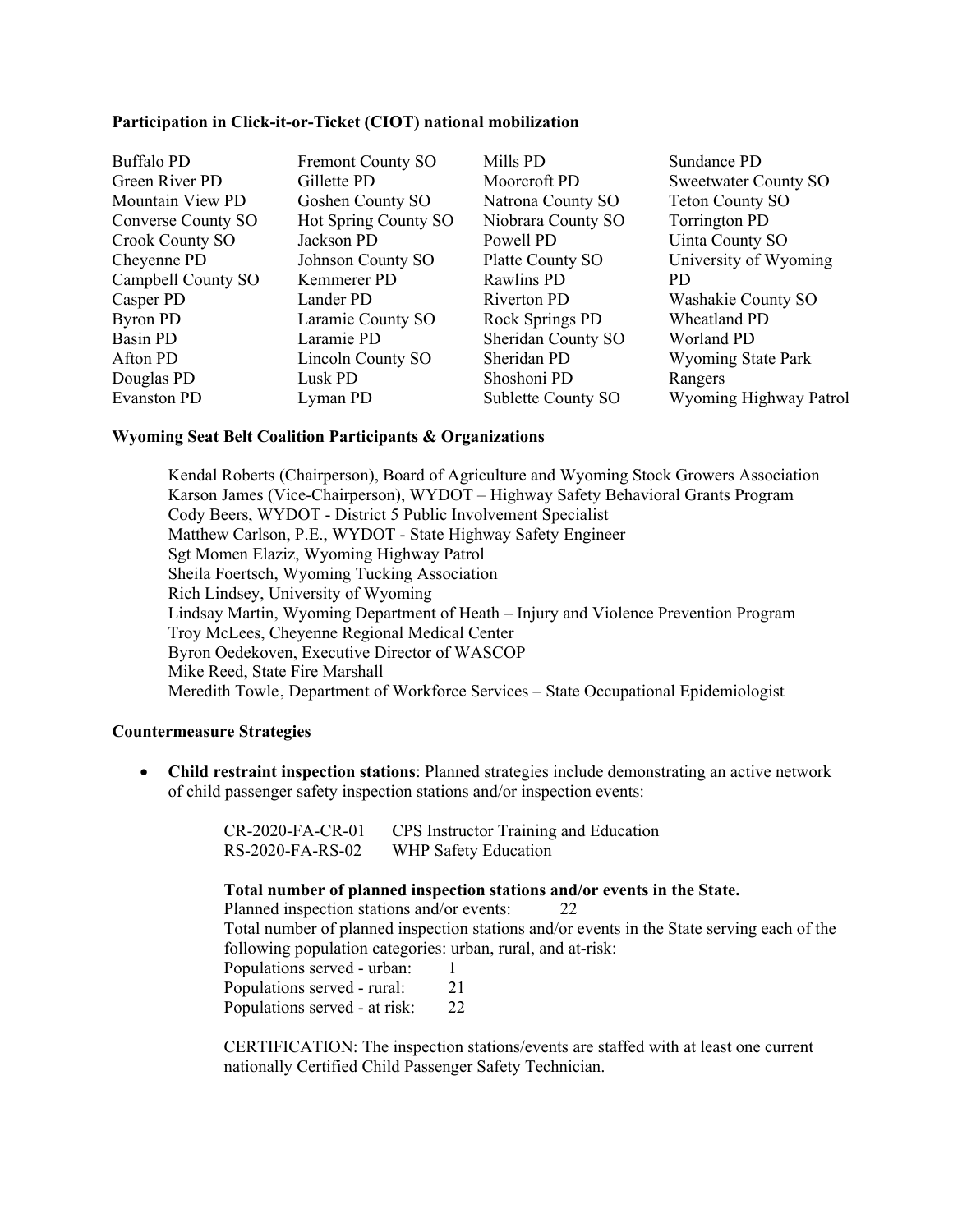**Participation in Click-it-or-Ticket (CIOT) national mobilization**

| | | | |
|---|---|---|---|
| Buffalo PD | Fremont County SO | Mills PD | Sundance PD |
| Green River PD | Gillette PD | Moorcroft PD | Sweetwater County SO |
| Mountain View PD | Goshen County SO | Natrona County SO | Teton County SO |
| Converse County SO | Hot Spring County SO | Niobrara County SO | Torrington PD |
| Crook County SO | Jackson PD | Powell PD | Uinta County SO |
| Cheyenne PD | Johnson County SO | Platte County SO | University of Wyoming PD |
| Campbell County SO | Kemmerer PD | Rawlins PD | Washakie County SO |
| Casper PD | Lander PD | Riverton PD | Wheatland PD |
| Byron PD | Laramie County SO | Rock Springs PD | Worland PD |
| Basin PD | Laramie PD | Sheridan County SO | Wyoming State Park Rangers |
| Afton PD | Lincoln County SO | Sheridan PD | Wyoming Highway Patrol |
| Douglas PD | Lusk PD | Shoshoni PD | |
| Evanston PD | Lyman PD | Sublette County SO | |

**Wyoming Seat Belt Coalition Participants & Organizations**

Kendal Roberts (Chairperson), Board of Agriculture and Wyoming Stock Growers Association
Karson James (Vice-Chairperson), WYDOT – Highway Safety Behavioral Grants Program
Cody Beers, WYDOT - District 5 Public Involvement Specialist
Matthew Carlson, P.E., WYDOT - State Highway Safety Engineer
Sgt Momen Elaziz, Wyoming Highway Patrol
Sheila Foertsch, Wyoming Tucking Association
Rich Lindsey, University of Wyoming
Lindsay Martin, Wyoming Department of Heath – Injury and Violence Prevention Program
Troy McLees, Cheyenne Regional Medical Center
Byron Oedekoven, Executive Director of WASCOP
Mike Reed, State Fire Marshall
Meredith Towle, Department of Workforce Services – State Occupational Epidemiologist

**Countermeasure Strategies**

- **Child restraint inspection stations**: Planned strategies include demonstrating an active network of child passenger safety inspection stations and/or inspection events:

  CR-2020-FA-CR-01 CPS Instructor Training and Education
  RS-2020-FA-RS-02 WHP Safety Education

  **Total number of planned inspection stations and/or events in the State.**
  Planned inspection stations and/or events: 22
  Total number of planned inspection stations and/or events in the State serving each of the following population categories: urban, rural, and at-risk:
  Populations served - urban: 1
  Populations served - rural: 21
  Populations served - at risk: 22

  CERTIFICATION: The inspection stations/events are staffed with at least one current nationally Certified Child Passenger Safety Technician.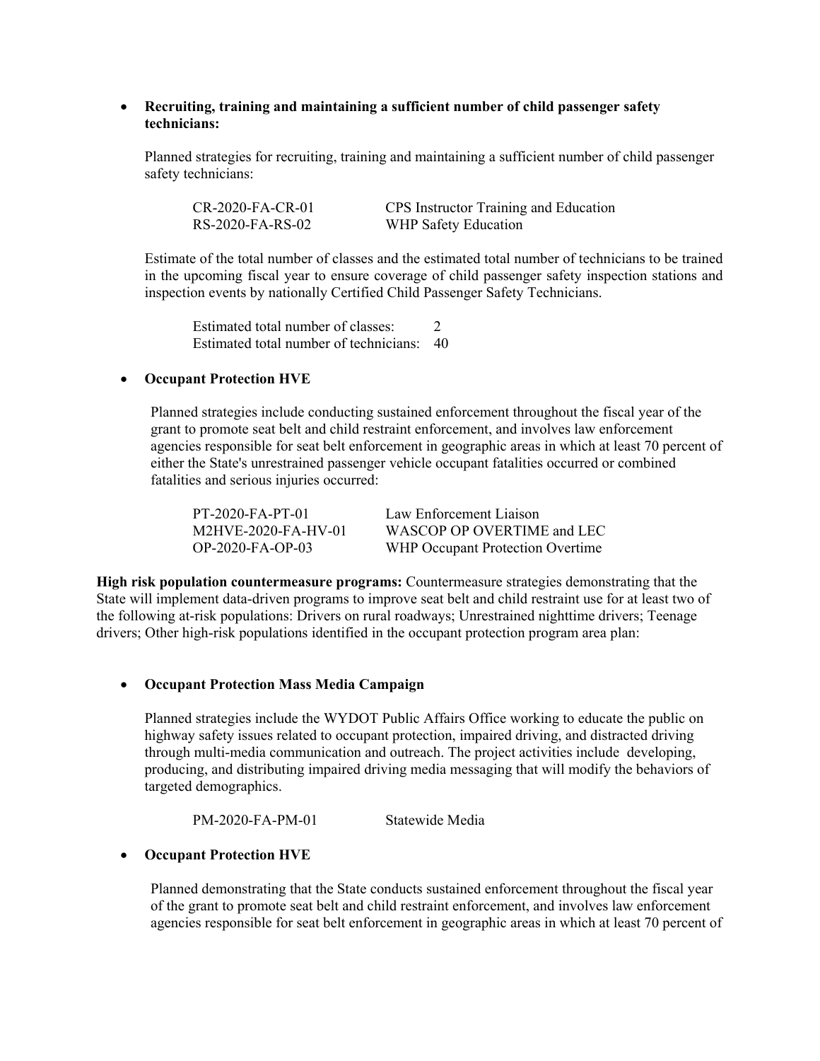- **Recruiting, training and maintaining a sufficient number of child passenger safety technicians:**

  Planned strategies for recruiting, training and maintaining a sufficient number of child passenger safety technicians:

  | | |
  |---|---|
  | CR-2020-FA-CR-01 | CPS Instructor Training and Education |
  | RS-2020-FA-RS-02 | WHP Safety Education |

  Estimate of the total number of classes and the estimated total number of technicians to be trained in the upcoming fiscal year to ensure coverage of child passenger safety inspection stations and inspection events by nationally Certified Child Passenger Safety Technicians.

  | | |
  |---|---|
  | Estimated total number of classes: | 2 |
  | Estimated total number of technicians: | 40 |

- **Occupant Protection HVE**

  Planned strategies include conducting sustained enforcement throughout the fiscal year of the grant to promote seat belt and child restraint enforcement, and involves law enforcement agencies responsible for seat belt enforcement in geographic areas in which at least 70 percent of either the State's unrestrained passenger vehicle occupant fatalities occurred or combined fatalities and serious injuries occurred:

  | | |
  |---|---|
  | PT-2020-FA-PT-01 | Law Enforcement Liaison |
  | M2HVE-2020-FA-HV-01 | WASCOP OP OVERTIME and LEC |
  | OP-2020-FA-OP-03 | WHP Occupant Protection Overtime |

**High risk population countermeasure programs:** Countermeasure strategies demonstrating that the State will implement data-driven programs to improve seat belt and child restraint use for at least two of the following at-risk populations: Drivers on rural roadways; Unrestrained nighttime drivers; Teenage drivers; Other high-risk populations identified in the occupant protection program area plan:

- **Occupant Protection Mass Media Campaign**

  Planned strategies include the WYDOT Public Affairs Office working to educate the public on highway safety issues related to occupant protection, impaired driving, and distracted driving through multi-media communication and outreach. The project activities include developing, producing, and distributing impaired driving media messaging that will modify the behaviors of targeted demographics.

  PM-2020-FA-PM-01 Statewide Media

- **Occupant Protection HVE**

  Planned demonstrating that the State conducts sustained enforcement throughout the fiscal year of the grant to promote seat belt and child restraint enforcement, and involves law enforcement agencies responsible for seat belt enforcement in geographic areas in which at least 70 percent of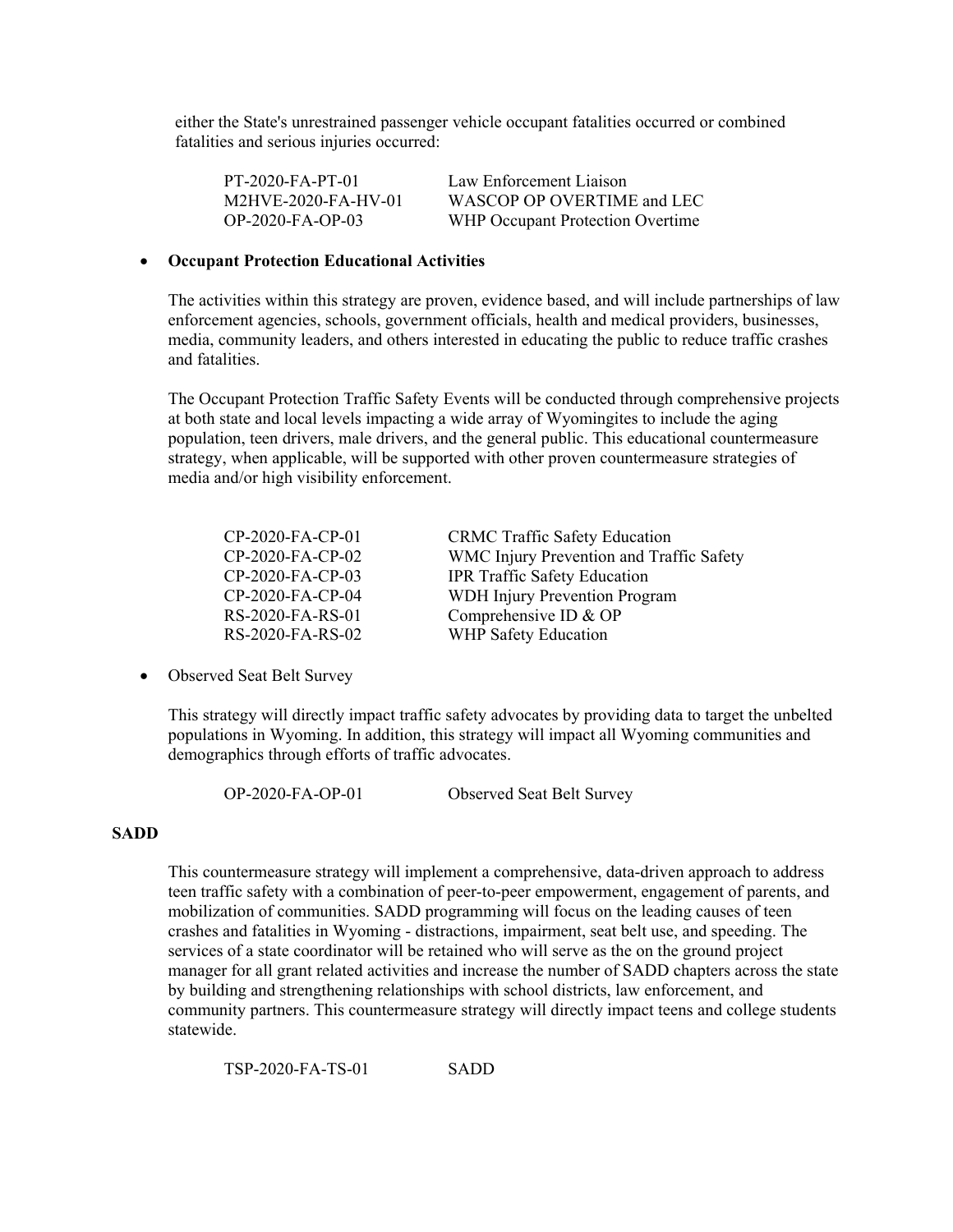either the State's unrestrained passenger vehicle occupant fatalities occurred or combined fatalities and serious injuries occurred:

| | |
|---|---|
| PT-2020-FA-PT-01 | Law Enforcement Liaison |
| M2HVE-2020-FA-HV-01 | WASCOP OP OVERTIME and LEC |
| OP-2020-FA-OP-03 | WHP Occupant Protection Overtime |

- **Occupant Protection Educational Activities**

  The activities within this strategy are proven, evidence based, and will include partnerships of law enforcement agencies, schools, government officials, health and medical providers, businesses, media, community leaders, and others interested in educating the public to reduce traffic crashes and fatalities.

  The Occupant Protection Traffic Safety Events will be conducted through comprehensive projects at both state and local levels impacting a wide array of Wyomingites to include the aging population, teen drivers, male drivers, and the general public. This educational countermeasure strategy, when applicable, will be supported with other proven countermeasure strategies of media and/or high visibility enforcement.

| | |
|---|---|
| CP-2020-FA-CP-01 | CRMC Traffic Safety Education |
| CP-2020-FA-CP-02 | WMC Injury Prevention and Traffic Safety |
| CP-2020-FA-CP-03 | IPR Traffic Safety Education |
| CP-2020-FA-CP-04 | WDH Injury Prevention Program |
| RS-2020-FA-RS-01 | Comprehensive ID & OP |
| RS-2020-FA-RS-02 | WHP Safety Education |

- Observed Seat Belt Survey

  This strategy will directly impact traffic safety advocates by providing data to target the unbelted populations in Wyoming. In addition, this strategy will impact all Wyoming communities and demographics through efforts of traffic advocates.

  OP-2020-FA-OP-01 Observed Seat Belt Survey

**SADD**

This countermeasure strategy will implement a comprehensive, data-driven approach to address teen traffic safety with a combination of peer-to-peer empowerment, engagement of parents, and mobilization of communities. SADD programming will focus on the leading causes of teen crashes and fatalities in Wyoming - distractions, impairment, seat belt use, and speeding. The services of a state coordinator will be retained who will serve as the on the ground project manager for all grant related activities and increase the number of SADD chapters across the state by building and strengthening relationships with school districts, law enforcement, and community partners. This countermeasure strategy will directly impact teens and college students statewide.

TSP-2020-FA-TS-01 SADD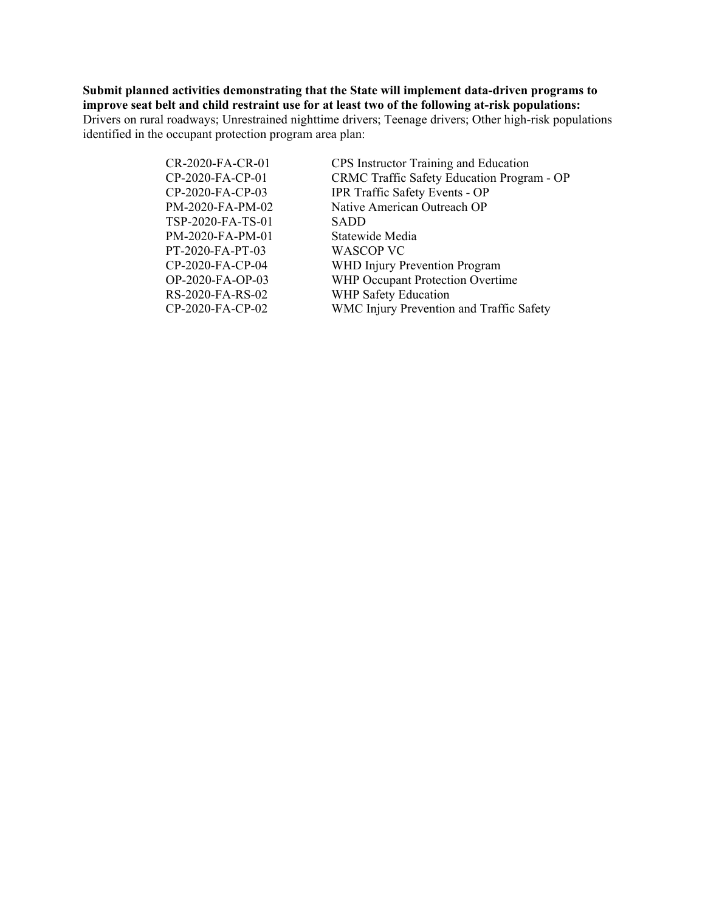**Submit planned activities demonstrating that the State will implement data-driven programs to improve seat belt and child restraint use for at least two of the following at-risk populations:**
Drivers on rural roadways; Unrestrained nighttime drivers; Teenage drivers; Other high-risk populations identified in the occupant protection program area plan:

| | |
|---|---|
| CR-2020-FA-CR-01 | CPS Instructor Training and Education |
| CP-2020-FA-CP-01 | CRMC Traffic Safety Education Program - OP |
| CP-2020-FA-CP-03 | IPR Traffic Safety Events - OP |
| PM-2020-FA-PM-02 | Native American Outreach OP |
| TSP-2020-FA-TS-01 | SADD |
| PM-2020-FA-PM-01 | Statewide Media |
| PT-2020-FA-PT-03 | WASCOP VC |
| CP-2020-FA-CP-04 | WHD Injury Prevention Program |
| OP-2020-FA-OP-03 | WHP Occupant Protection Overtime |
| RS-2020-FA-RS-02 | WHP Safety Education |
| CP-2020-FA-CP-02 | WMC Injury Prevention and Traffic Safety |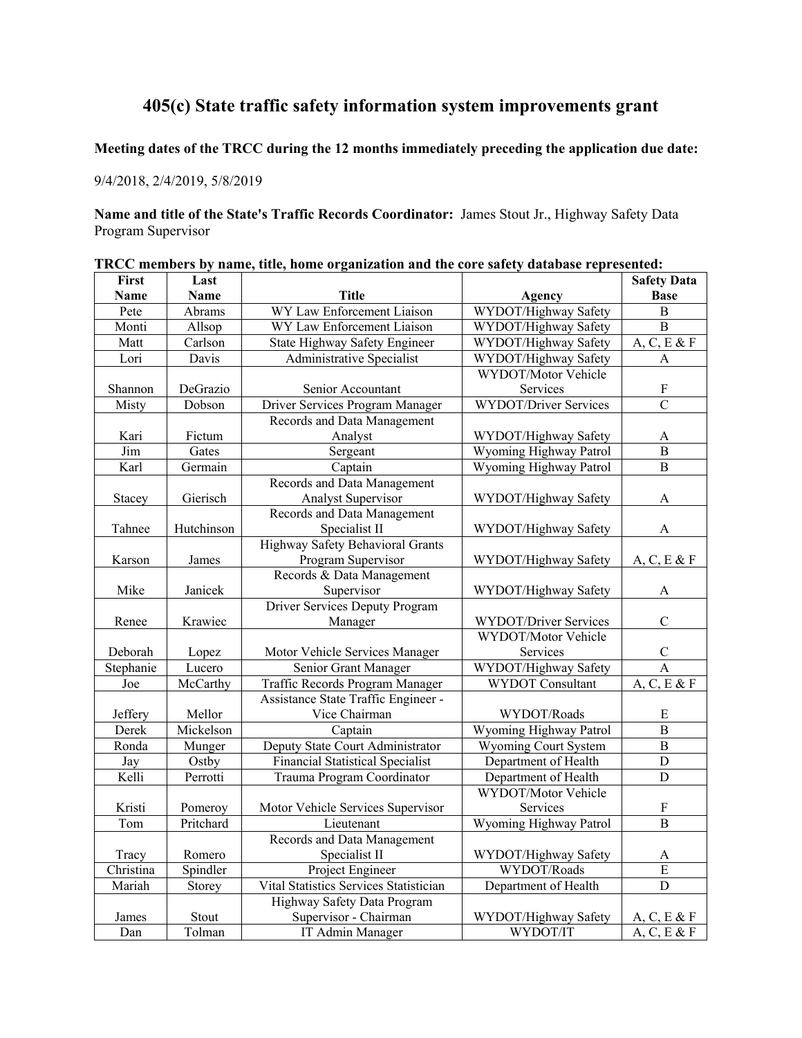# 405(c) State traffic safety information system improvements grant

**Meeting dates of the TRCC during the 12 months immediately preceding the application due date:**

9/4/2018, 2/4/2019, 5/8/2019

**Name and title of the State's Traffic Records Coordinator:** James Stout Jr., Highway Safety Data Program Supervisor

**TRCC members by name, title, home organization and the core safety database represented:**

| First Name | Last Name | Title | Agency | Safety Data Base |
|---|---|---|---|---|
| Pete | Abrams | WY Law Enforcement Liaison | WYDOT/Highway Safety | B |
| Monti | Allsop | WY Law Enforcement Liaison | WYDOT/Highway Safety | B |
| Matt | Carlson | State Highway Safety Engineer | WYDOT/Highway Safety | A, C, E & F |
| Lori | Davis | Administrative Specialist | WYDOT/Highway Safety | A |
| Shannon | DeGrazio | Senior Accountant | WYDOT/Motor Vehicle Services | F |
| Misty | Dobson | Driver Services Program Manager | WYDOT/Driver Services | C |
| Kari | Fictum | Records and Data Management Analyst | WYDOT/Highway Safety | A |
| Jim | Gates | Sergeant | Wyoming Highway Patrol | B |
| Karl | Germain | Captain | Wyoming Highway Patrol | B |
| Stacey | Gierisch | Records and Data Management Analyst Supervisor | WYDOT/Highway Safety | A |
| Tahnee | Hutchinson | Records and Data Management Specialist II | WYDOT/Highway Safety | A |
| Karson | James | Highway Safety Behavioral Grants Program Supervisor | WYDOT/Highway Safety | A, C, E & F |
| Mike | Janicek | Records & Data Management Supervisor | WYDOT/Highway Safety | A |
| Renee | Krawiec | Driver Services Deputy Program Manager | WYDOT/Driver Services | C |
| Deborah | Lopez | Motor Vehicle Services Manager | WYDOT/Motor Vehicle Services | C |
| Stephanie | Lucero | Senior Grant Manager | WYDOT/Highway Safety | A |
| Joe | McCarthy | Traffic Records Program Manager | WYDOT Consultant | A, C, E & F |
| Jeffery | Mellor | Assistance State Traffic Engineer - Vice Chairman | WYDOT/Roads | E |
| Derek | Mickelson | Captain | Wyoming Highway Patrol | B |
| Ronda | Munger | Deputy State Court Administrator | Wyoming Court System | B |
| Jay | Ostby | Financial Statistical Specialist | Department of Health | D |
| Kelli | Perrotti | Trauma Program Coordinator | Department of Health | D |
| Kristi | Pomeroy | Motor Vehicle Services Supervisor | WYDOT/Motor Vehicle Services | F |
| Tom | Pritchard | Lieutenant | Wyoming Highway Patrol | B |
| Tracy | Romero | Records and Data Management Specialist II | WYDOT/Highway Safety | A |
| Christina | Spindler | Project Engineer | WYDOT/Roads | E |
| Mariah | Storey | Vital Statistics Services Statistician | Department of Health | D |
| James | Stout | Highway Safety Data Program Supervisor - Chairman | WYDOT/Highway Safety | A, C, E & F |
| Dan | Tolman | IT Admin Manager | WYDOT/IT | A, C, E & F |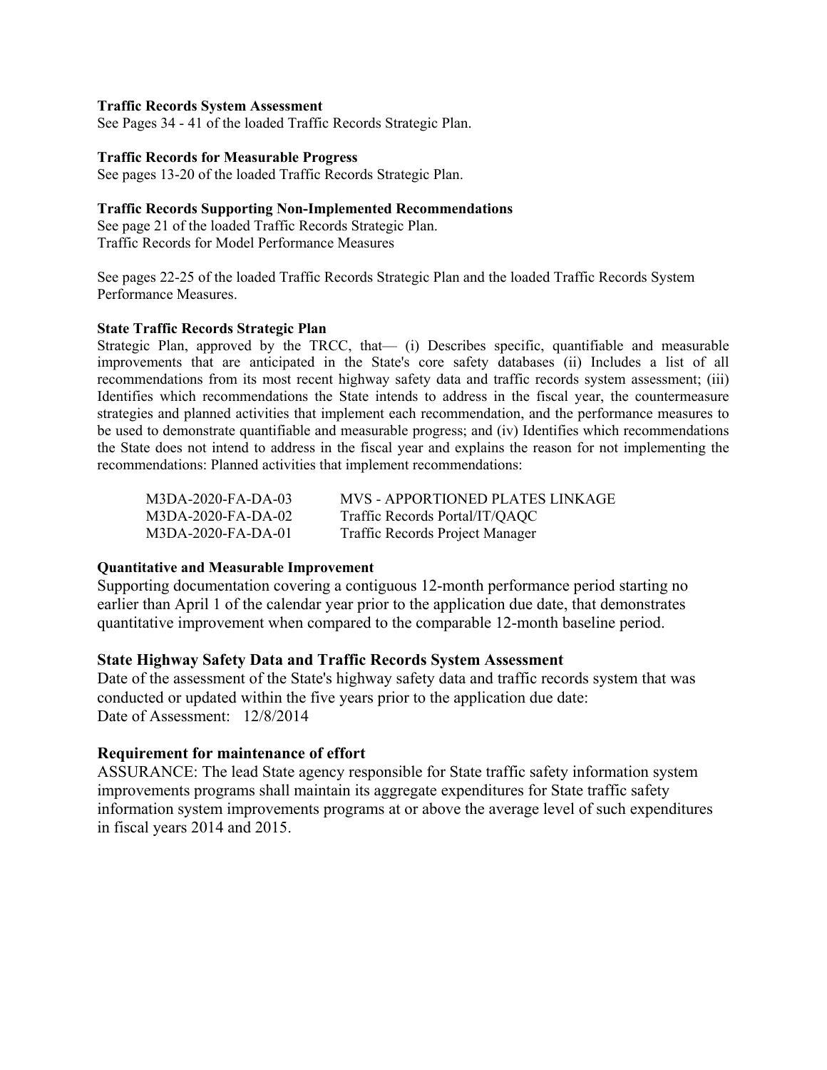**Traffic Records System Assessment**

See Pages 34 - 41 of the loaded Traffic Records Strategic Plan.

**Traffic Records for Measurable Progress**

See pages 13-20 of the loaded Traffic Records Strategic Plan.

**Traffic Records Supporting Non-Implemented Recommendations**

See page 21 of the loaded Traffic Records Strategic Plan.
Traffic Records for Model Performance Measures

See pages 22-25 of the loaded Traffic Records Strategic Plan and the loaded Traffic Records System Performance Measures.

**State Traffic Records Strategic Plan**

Strategic Plan, approved by the TRCC, that— (i) Describes specific, quantifiable and measurable improvements that are anticipated in the State's core safety databases (ii) Includes a list of all recommendations from its most recent highway safety data and traffic records system assessment; (iii) Identifies which recommendations the State intends to address in the fiscal year, the countermeasure strategies and planned activities that implement each recommendation, and the performance measures to be used to demonstrate quantifiable and measurable progress; and (iv) Identifies which recommendations the State does not intend to address in the fiscal year and explains the reason for not implementing the recommendations: Planned activities that implement recommendations:

| | |
|---|---|
| M3DA-2020-FA-DA-03 | MVS - APPORTIONED PLATES LINKAGE |
| M3DA-2020-FA-DA-02 | Traffic Records Portal/IT/QAQC |
| M3DA-2020-FA-DA-01 | Traffic Records Project Manager |

**Quantitative and Measurable Improvement**

Supporting documentation covering a contiguous 12-month performance period starting no earlier than April 1 of the calendar year prior to the application due date, that demonstrates quantitative improvement when compared to the comparable 12-month baseline period.

**State Highway Safety Data and Traffic Records System Assessment**

Date of the assessment of the State's highway safety data and traffic records system that was conducted or updated within the five years prior to the application due date:
Date of Assessment: 12/8/2014

**Requirement for maintenance of effort**

ASSURANCE: The lead State agency responsible for State traffic safety information system improvements programs shall maintain its aggregate expenditures for State traffic safety information system improvements programs at or above the average level of such expenditures in fiscal years 2014 and 2015.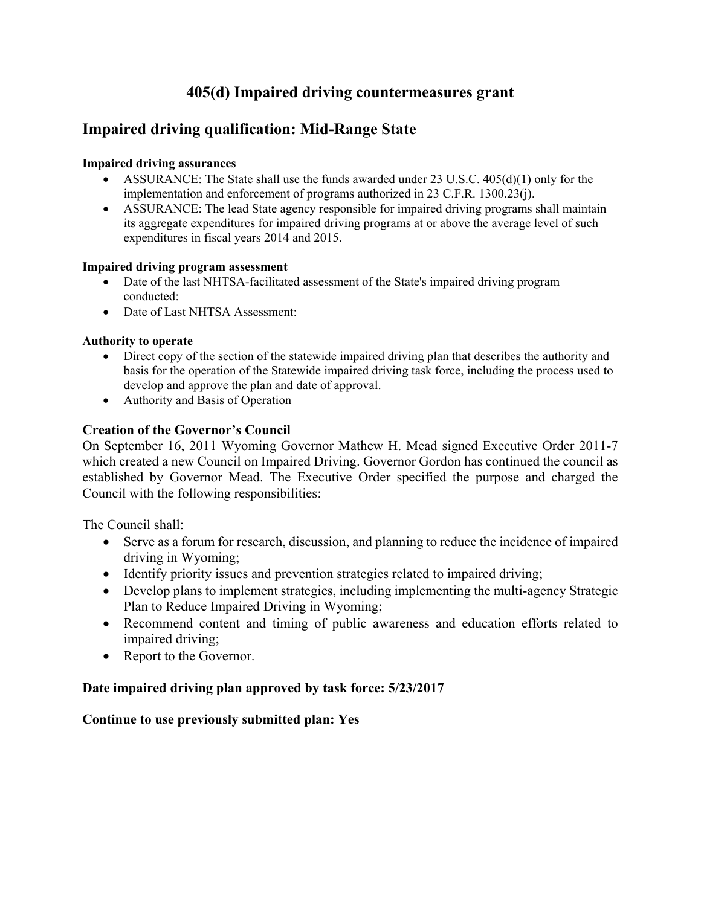# 405(d) Impaired driving countermeasures grant

## Impaired driving qualification: Mid-Range State

#### Impaired driving assurances

- ASSURANCE: The State shall use the funds awarded under 23 U.S.C. 405(d)(1) only for the implementation and enforcement of programs authorized in 23 C.F.R. 1300.23(j).
- ASSURANCE: The lead State agency responsible for impaired driving programs shall maintain its aggregate expenditures for impaired driving programs at or above the average level of such expenditures in fiscal years 2014 and 2015.

#### Impaired driving program assessment

- Date of the last NHTSA-facilitated assessment of the State's impaired driving program conducted:
- Date of Last NHTSA Assessment:

#### Authority to operate

- Direct copy of the section of the statewide impaired driving plan that describes the authority and basis for the operation of the Statewide impaired driving task force, including the process used to develop and approve the plan and date of approval.
- Authority and Basis of Operation

### Creation of the Governor's Council

On September 16, 2011 Wyoming Governor Mathew H. Mead signed Executive Order 2011-7 which created a new Council on Impaired Driving. Governor Gordon has continued the council as established by Governor Mead. The Executive Order specified the purpose and charged the Council with the following responsibilities:

The Council shall:

- Serve as a forum for research, discussion, and planning to reduce the incidence of impaired driving in Wyoming;
- Identify priority issues and prevention strategies related to impaired driving;
- Develop plans to implement strategies, including implementing the multi-agency Strategic Plan to Reduce Impaired Driving in Wyoming;
- Recommend content and timing of public awareness and education efforts related to impaired driving;
- Report to the Governor.

**Date impaired driving plan approved by task force: 5/23/2017**

**Continue to use previously submitted plan: Yes**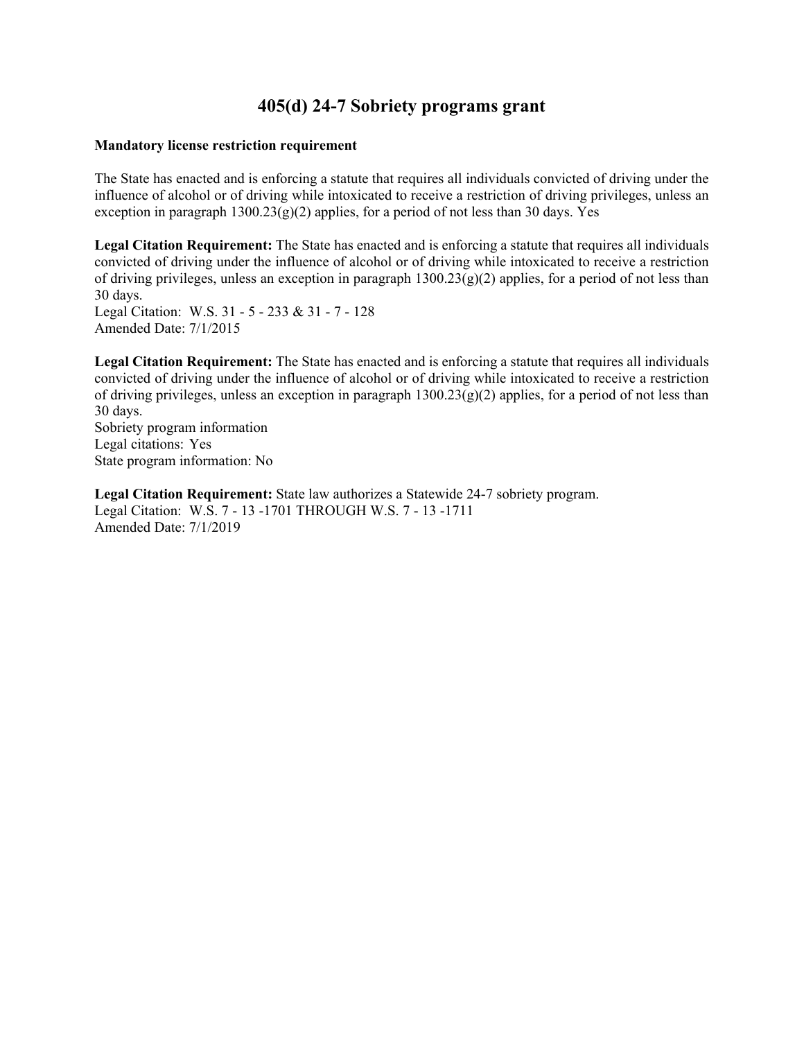# 405(d) 24-7 Sobriety programs grant

**Mandatory license restriction requirement**

The State has enacted and is enforcing a statute that requires all individuals convicted of driving under the influence of alcohol or of driving while intoxicated to receive a restriction of driving privileges, unless an exception in paragraph 1300.23(g)(2) applies, for a period of not less than 30 days. Yes

**Legal Citation Requirement:** The State has enacted and is enforcing a statute that requires all individuals convicted of driving under the influence of alcohol or of driving while intoxicated to receive a restriction of driving privileges, unless an exception in paragraph 1300.23(g)(2) applies, for a period of not less than 30 days.
Legal Citation: W.S. 31 - 5 - 233 & 31 - 7 - 128
Amended Date: 7/1/2015

**Legal Citation Requirement:** The State has enacted and is enforcing a statute that requires all individuals convicted of driving under the influence of alcohol or of driving while intoxicated to receive a restriction of driving privileges, unless an exception in paragraph 1300.23(g)(2) applies, for a period of not less than 30 days.
Sobriety program information
Legal citations: Yes
State program information: No

**Legal Citation Requirement:** State law authorizes a Statewide 24-7 sobriety program.
Legal Citation: W.S. 7 - 13 -1701 THROUGH W.S. 7 - 13 -1711
Amended Date: 7/1/2019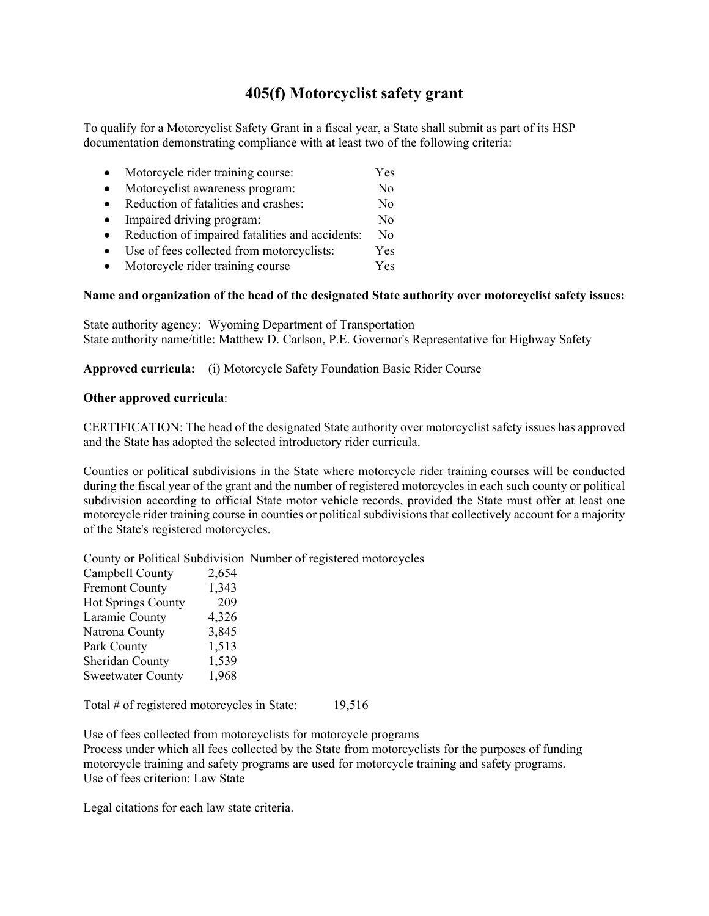# 405(f) Motorcyclist safety grant

To qualify for a Motorcyclist Safety Grant in a fiscal year, a State shall submit as part of its HSP documentation demonstrating compliance with at least two of the following criteria:

- Motorcycle rider training course: Yes
- Motorcyclist awareness program: No
- Reduction of fatalities and crashes: No
- Impaired driving program: No
- Reduction of impaired fatalities and accidents: No
- Use of fees collected from motorcyclists: Yes
- Motorcycle rider training course Yes

**Name and organization of the head of the designated State authority over motorcyclist safety issues:**

State authority agency: Wyoming Department of Transportation
State authority name/title: Matthew D. Carlson, P.E. Governor's Representative for Highway Safety

**Approved curricula:** (i) Motorcycle Safety Foundation Basic Rider Course

**Other approved curricula**:

CERTIFICATION: The head of the designated State authority over motorcyclist safety issues has approved and the State has adopted the selected introductory rider curricula.

Counties or political subdivisions in the State where motorcycle rider training courses will be conducted during the fiscal year of the grant and the number of registered motorcycles in each such county or political subdivision according to official State motor vehicle records, provided the State must offer at least one motorcycle rider training course in counties or political subdivisions that collectively account for a majority of the State's registered motorcycles.

| County or Political Subdivision | Number of registered motorcycles |
|---|---|
| Campbell County | 2,654 |
| Fremont County | 1,343 |
| Hot Springs County | 209 |
| Laramie County | 4,326 |
| Natrona County | 3,845 |
| Park County | 1,513 |
| Sheridan County | 1,539 |
| Sweetwater County | 1,968 |

Total # of registered motorcycles in State: 19,516

Use of fees collected from motorcyclists for motorcycle programs
Process under which all fees collected by the State from motorcyclists for the purposes of funding motorcycle training and safety programs are used for motorcycle training and safety programs.
Use of fees criterion: Law State

Legal citations for each law state criteria.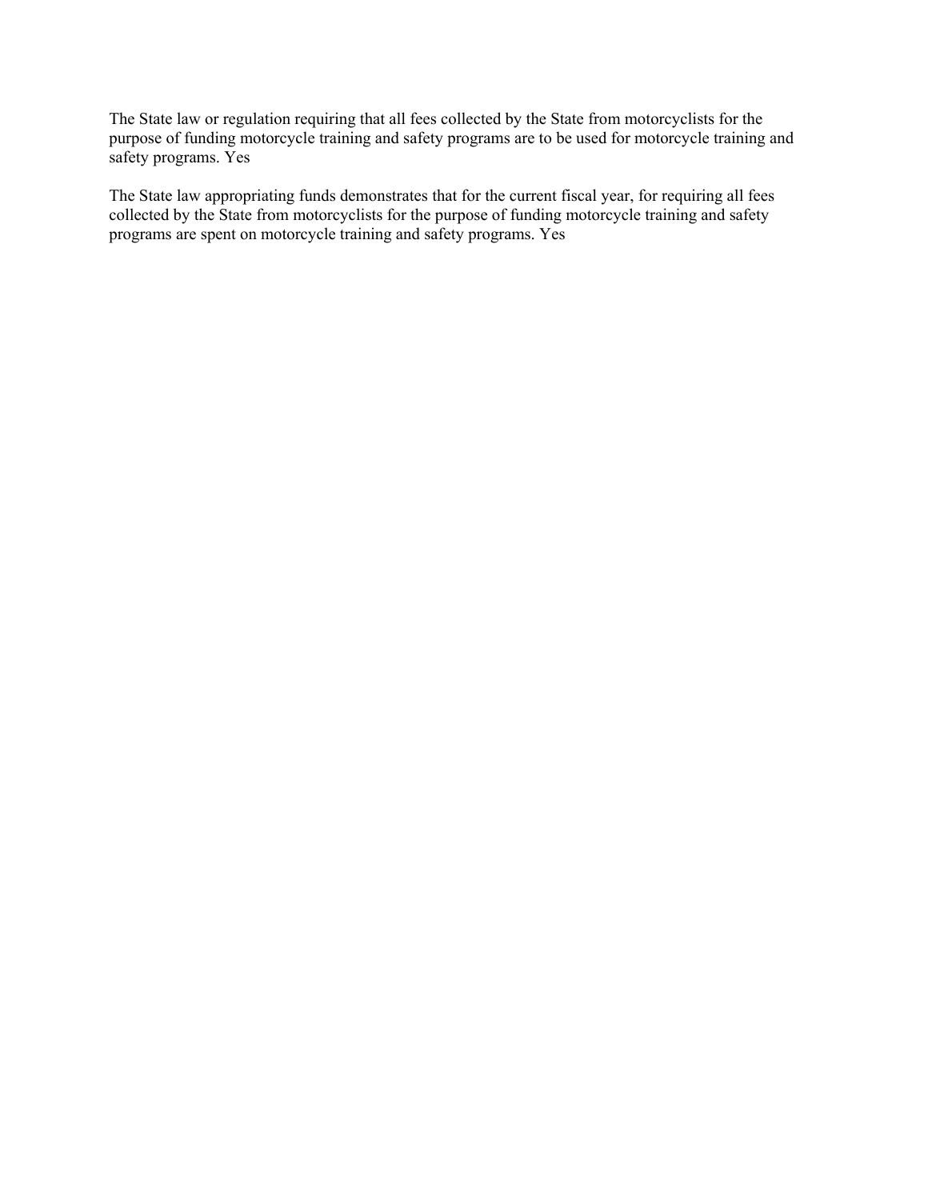The State law or regulation requiring that all fees collected by the State from motorcyclists for the purpose of funding motorcycle training and safety programs are to be used for motorcycle training and safety programs. Yes

The State law appropriating funds demonstrates that for the current fiscal year, for requiring all fees collected by the State from motorcyclists for the purpose of funding motorcycle training and safety programs are spent on motorcycle training and safety programs. Yes